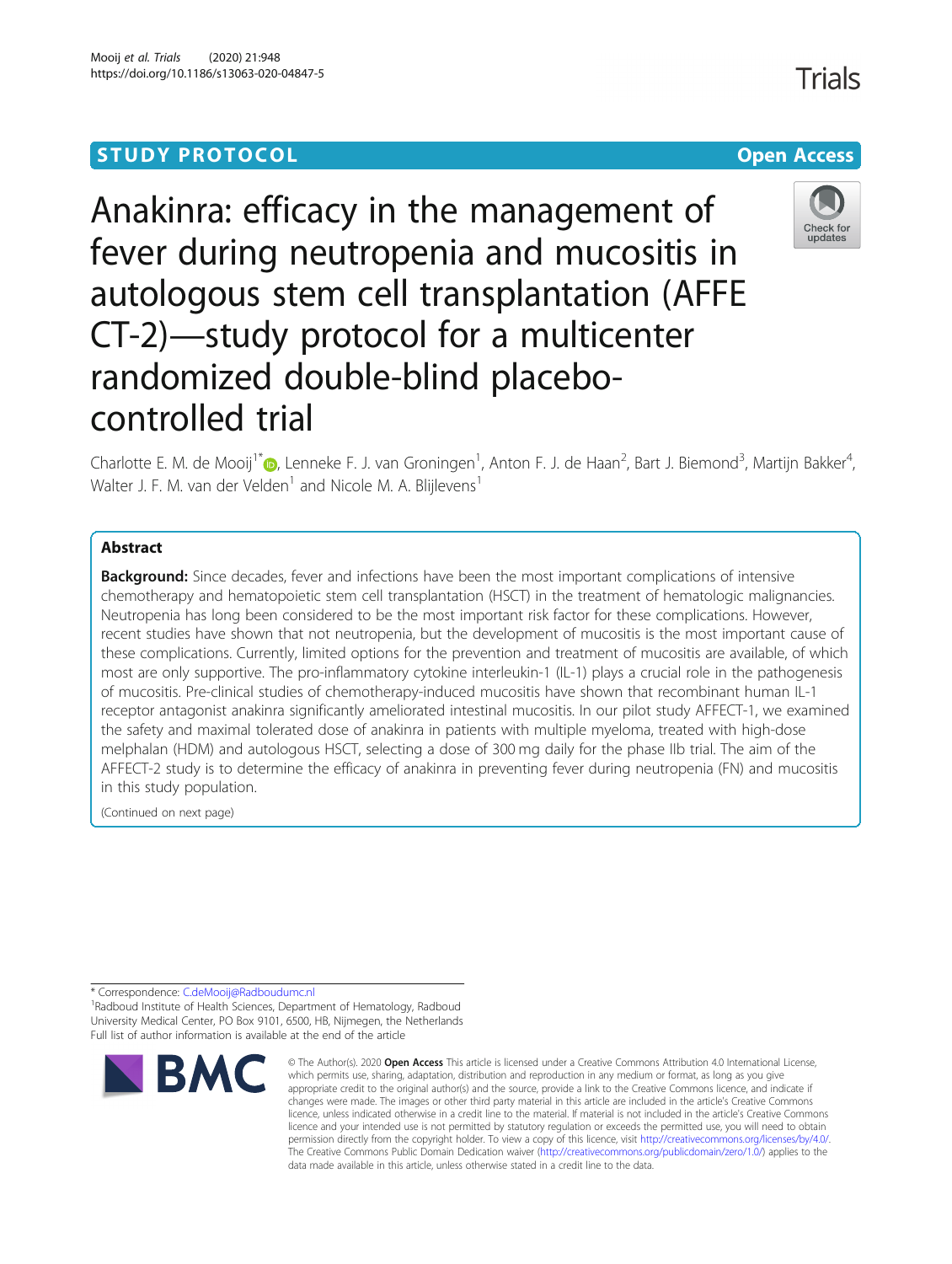STUDY PROTOCOL

Open Access

# Anakinra: efficacy in the management of fever during neutropenia and mucositis in autologous stem cell transplantation (AFFECT-2)—study protocol for a multicenter randomized double-blind placebo-controlled trial

Charlotte E. M. de Mooij[1*], Lenneke F. J. van Groningen[1], Anton F. J. de Haan[2], Bart J. Biemond[3], Martijn Bakker[4], Walter J. F. M. van der Velden[1] and Nicole M. A. Blijlevens[1]

## Abstract

**Background:** Since decades, fever and infections have been the most important complications of intensive chemotherapy and hematopoietic stem cell transplantation (HSCT) in the treatment of hematologic malignancies. Neutropenia has long been considered to be the most important risk factor for these complications. However, recent studies have shown that not neutropenia, but the development of mucositis is the most important cause of these complications. Currently, limited options for the prevention and treatment of mucositis are available, of which most are only supportive. The pro-inflammatory cytokine interleukin-1 (IL-1) plays a crucial role in the pathogenesis of mucositis. Pre-clinical studies of chemotherapy-induced mucositis have shown that recombinant human IL-1 receptor antagonist anakinra significantly ameliorated intestinal mucositis. In our pilot study AFFECT-1, we examined the safety and maximal tolerated dose of anakinra in patients with multiple myeloma, treated with high-dose melphalan (HDM) and autologous HSCT, selecting a dose of 300 mg daily for the phase IIb trial. The aim of the AFFECT-2 study is to determine the efficacy of anakinra in preventing fever during neutropenia (FN) and mucositis in this study population.

(Continued on next page)

\* Correspondence: C.deMooij@Radboudumc.nl

[1]Radboud Institute of Health Sciences, Department of Hematology, Radboud University Medical Center, PO Box 9101, 6500, HB, Nijmegen, the Netherlands

Full list of author information is available at the end of the article

© The Author(s). 2020 **Open Access** This article is licensed under a Creative Commons Attribution 4.0 International License, which permits use, sharing, adaptation, distribution and reproduction in any medium or format, as long as you give appropriate credit to the original author(s) and the source, provide a link to the Creative Commons licence, and indicate if changes were made. The images or other third party material in this article are included in the article's Creative Commons licence, unless indicated otherwise in a credit line to the material. If material is not included in the article's Creative Commons licence and your intended use is not permitted by statutory regulation or exceeds the permitted use, you will need to obtain permission directly from the copyright holder. To view a copy of this licence, visit http://creativecommons.org/licenses/by/4.0/. The Creative Commons Public Domain Dedication waiver (http://creativecommons.org/publicdomain/zero/1.0/) applies to the data made available in this article, unless otherwise stated in a credit line to the data.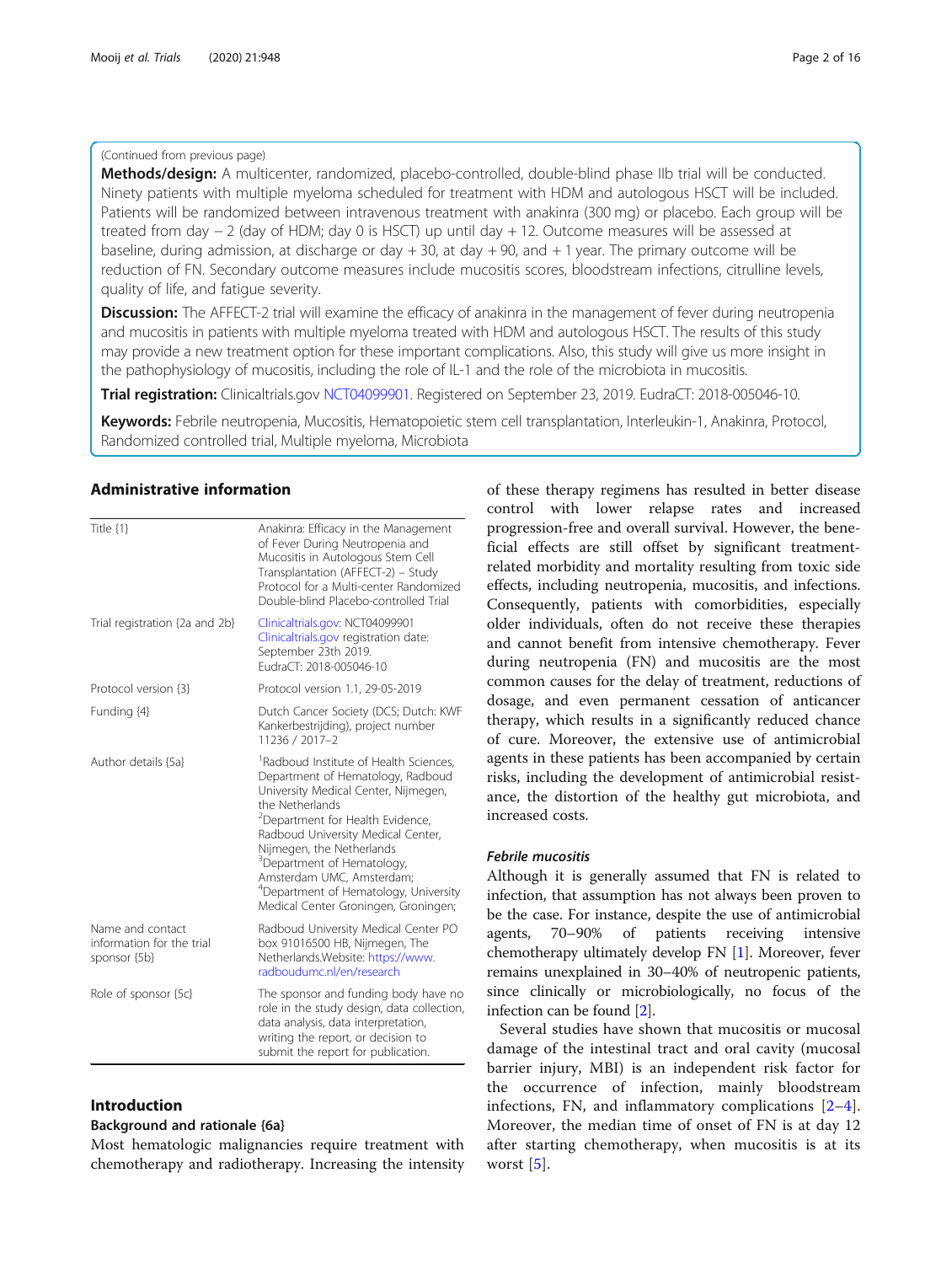(Continued from previous page)

**Methods/design:** A multicenter, randomized, placebo-controlled, double-blind phase IIb trial will be conducted. Ninety patients with multiple myeloma scheduled for treatment with HDM and autologous HSCT will be included. Patients will be randomized between intravenous treatment with anakinra (300 mg) or placebo. Each group will be treated from day − 2 (day of HDM; day 0 is HSCT) up until day + 12. Outcome measures will be assessed at baseline, during admission, at discharge or day + 30, at day + 90, and + 1 year. The primary outcome will be reduction of FN. Secondary outcome measures include mucositis scores, bloodstream infections, citrulline levels, quality of life, and fatigue severity.

**Discussion:** The AFFECT-2 trial will examine the efficacy of anakinra in the management of fever during neutropenia and mucositis in patients with multiple myeloma treated with HDM and autologous HSCT. The results of this study may provide a new treatment option for these important complications. Also, this study will give us more insight in the pathophysiology of mucositis, including the role of IL-1 and the role of the microbiota in mucositis.

**Trial registration:** Clinicaltrials.gov NCT04099901. Registered on September 23, 2019. EudraCT: 2018-005046-10.

**Keywords:** Febrile neutropenia, Mucositis, Hematopoietic stem cell transplantation, Interleukin-1, Anakinra, Protocol, Randomized controlled trial, Multiple myeloma, Microbiota

## Administrative information

| | |
|---|---|
| Title {1} | Anakinra: Efficacy in the Management of Fever During Neutropenia and Mucositis in Autologous Stem Cell Transplantation (AFFECT-2) – Study Protocol for a Multi-center Randomized Double-blind Placebo-controlled Trial |
| Trial registration {2a and 2b} | Clinicaltrials.gov: NCT04099901 Clinicaltrials.gov registration date: September 23th 2019. EudraCT: 2018-005046-10 |
| Protocol version {3} | Protocol version 1.1, 29-05-2019 |
| Funding {4} | Dutch Cancer Society (DCS; Dutch: KWF Kankerbestrijding), project number 11236 / 2017–2 |
| Author details {5a} | [1]Radboud Institute of Health Sciences, Department of Hematology, Radboud University Medical Center, Nijmegen, the Netherlands [2]Department for Health Evidence, Radboud University Medical Center, Nijmegen, the Netherlands [3]Department of Hematology, Amsterdam UMC, Amsterdam; [4]Department of Hematology, University Medical Center Groningen, Groningen; |
| Name and contact information for the trial sponsor {5b} | Radboud University Medical Center PO box 91016500 HB, Nijmegen, The Netherlands.Website: https://www.radboudumc.nl/en/research |
| Role of sponsor {5c} | The sponsor and funding body have no role in the study design, data collection, data analysis, data interpretation, writing the report, or decision to submit the report for publication. |

## Introduction

### Background and rationale {6a}

Most hematologic malignancies require treatment with chemotherapy and radiotherapy. Increasing the intensity of these therapy regimens has resulted in better disease control with lower relapse rates and increased progression-free and overall survival. However, the beneficial effects are still offset by significant treatment-related morbidity and mortality resulting from toxic side effects, including neutropenia, mucositis, and infections. Consequently, patients with comorbidities, especially older individuals, often do not receive these therapies and cannot benefit from intensive chemotherapy. Fever during neutropenia (FN) and mucositis are the most common causes for the delay of treatment, reductions of dosage, and even permanent cessation of anticancer therapy, which results in a significantly reduced chance of cure. Moreover, the extensive use of antimicrobial agents in these patients has been accompanied by certain risks, including the development of antimicrobial resistance, the distortion of the healthy gut microbiota, and increased costs.

#### *Febrile mucositis*

Although it is generally assumed that FN is related to infection, that assumption has not always been proven to be the case. For instance, despite the use of antimicrobial agents, 70–90% of patients receiving intensive chemotherapy ultimately develop FN [1]. Moreover, fever remains unexplained in 30–40% of neutropenic patients, since clinically or microbiologically, no focus of the infection can be found [2].

Several studies have shown that mucositis or mucosal damage of the intestinal tract and oral cavity (mucosal barrier injury, MBI) is an independent risk factor for the occurrence of infection, mainly bloodstream infections, FN, and inflammatory complications [2–4]. Moreover, the median time of onset of FN is at day 12 after starting chemotherapy, when mucositis is at its worst [5].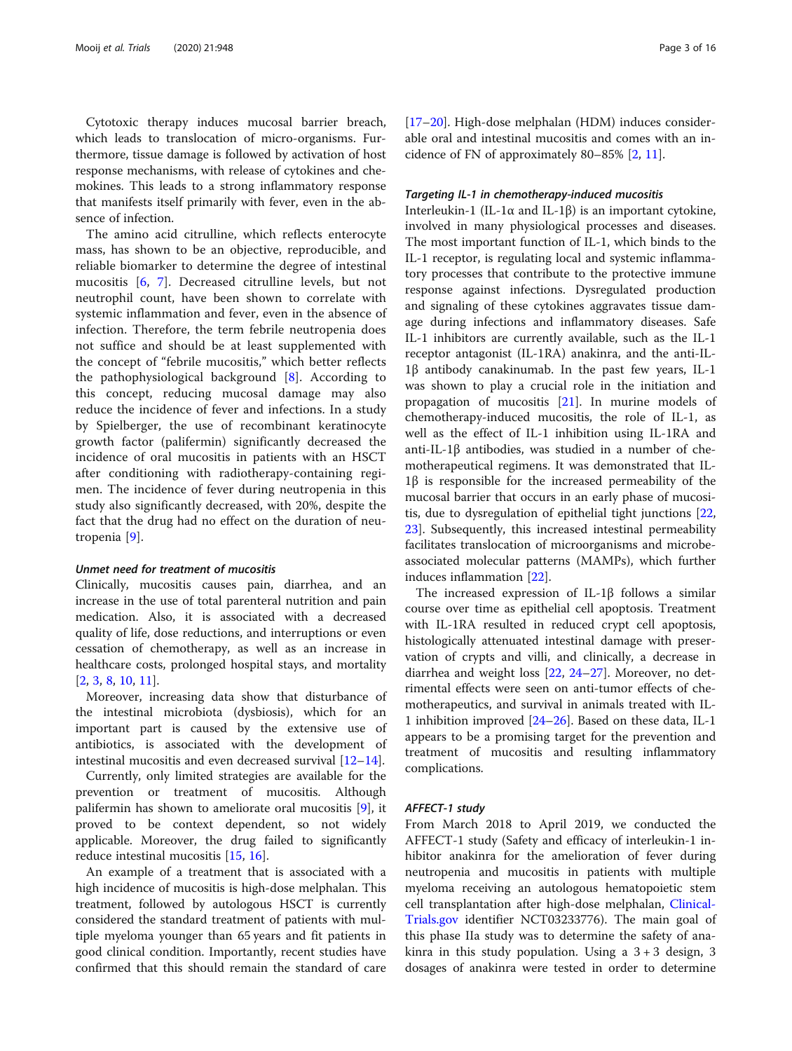Cytotoxic therapy induces mucosal barrier breach, which leads to translocation of micro-organisms. Furthermore, tissue damage is followed by activation of host response mechanisms, with release of cytokines and chemokines. This leads to a strong inflammatory response that manifests itself primarily with fever, even in the absence of infection.

The amino acid citrulline, which reflects enterocyte mass, has shown to be an objective, reproducible, and reliable biomarker to determine the degree of intestinal mucositis [6, 7]. Decreased citrulline levels, but not neutrophil count, have been shown to correlate with systemic inflammation and fever, even in the absence of infection. Therefore, the term febrile neutropenia does not suffice and should be at least supplemented with the concept of "febrile mucositis," which better reflects the pathophysiological background [8]. According to this concept, reducing mucosal damage may also reduce the incidence of fever and infections. In a study by Spielberger, the use of recombinant keratinocyte growth factor (palifermin) significantly decreased the incidence of oral mucositis in patients with an HSCT after conditioning with radiotherapy-containing regimen. The incidence of fever during neutropenia in this study also significantly decreased, with 20%, despite the fact that the drug had no effect on the duration of neutropenia [9].

### Unmet need for treatment of mucositis

Clinically, mucositis causes pain, diarrhea, and an increase in the use of total parenteral nutrition and pain medication. Also, it is associated with a decreased quality of life, dose reductions, and interruptions or even cessation of chemotherapy, as well as an increase in healthcare costs, prolonged hospital stays, and mortality [2, 3, 8, 10, 11].

Moreover, increasing data show that disturbance of the intestinal microbiota (dysbiosis), which for an important part is caused by the extensive use of antibiotics, is associated with the development of intestinal mucositis and even decreased survival [12–14].

Currently, only limited strategies are available for the prevention or treatment of mucositis. Although palifermin has shown to ameliorate oral mucositis [9], it proved to be context dependent, so not widely applicable. Moreover, the drug failed to significantly reduce intestinal mucositis [15, 16].

An example of a treatment that is associated with a high incidence of mucositis is high-dose melphalan. This treatment, followed by autologous HSCT is currently considered the standard treatment of patients with multiple myeloma younger than 65 years and fit patients in good clinical condition. Importantly, recent studies have confirmed that this should remain the standard of care [17–20]. High-dose melphalan (HDM) induces considerable oral and intestinal mucositis and comes with an incidence of FN of approximately 80–85% [2, 11].

### Targeting IL-1 in chemotherapy-induced mucositis

Interleukin-1 (IL-1α and IL-1β) is an important cytokine, involved in many physiological processes and diseases. The most important function of IL-1, which binds to the IL-1 receptor, is regulating local and systemic inflammatory processes that contribute to the protective immune response against infections. Dysregulated production and signaling of these cytokines aggravates tissue damage during infections and inflammatory diseases. Safe IL-1 inhibitors are currently available, such as the IL-1 receptor antagonist (IL-1RA) anakinra, and the anti-IL-1β antibody canakinumab. In the past few years, IL-1 was shown to play a crucial role in the initiation and propagation of mucositis [21]. In murine models of chemotherapy-induced mucositis, the role of IL-1, as well as the effect of IL-1 inhibition using IL-1RA and anti-IL-1β antibodies, was studied in a number of chemotherapeutical regimens. It was demonstrated that IL-1β is responsible for the increased permeability of the mucosal barrier that occurs in an early phase of mucositis, due to dysregulation of epithelial tight junctions [22, 23]. Subsequently, this increased intestinal permeability facilitates translocation of microorganisms and microbe-associated molecular patterns (MAMPs), which further induces inflammation [22].

The increased expression of IL-1β follows a similar course over time as epithelial cell apoptosis. Treatment with IL-1RA resulted in reduced crypt cell apoptosis, histologically attenuated intestinal damage with preservation of crypts and villi, and clinically, a decrease in diarrhea and weight loss [22, 24–27]. Moreover, no detrimental effects were seen on anti-tumor effects of chemotherapeutics, and survival in animals treated with IL-1 inhibition improved [24–26]. Based on these data, IL-1 appears to be a promising target for the prevention and treatment of mucositis and resulting inflammatory complications.

### AFFECT-1 study

From March 2018 to April 2019, we conducted the AFFECT-1 study (Safety and efficacy of interleukin-1 inhibitor anakinra for the amelioration of fever during neutropenia and mucositis in patients with multiple myeloma receiving an autologous hematopoietic stem cell transplantation after high-dose melphalan, ClinicalTrials.gov identifier NCT03233776). The main goal of this phase IIa study was to determine the safety of anakinra in this study population. Using a 3 + 3 design, 3 dosages of anakinra were tested in order to determine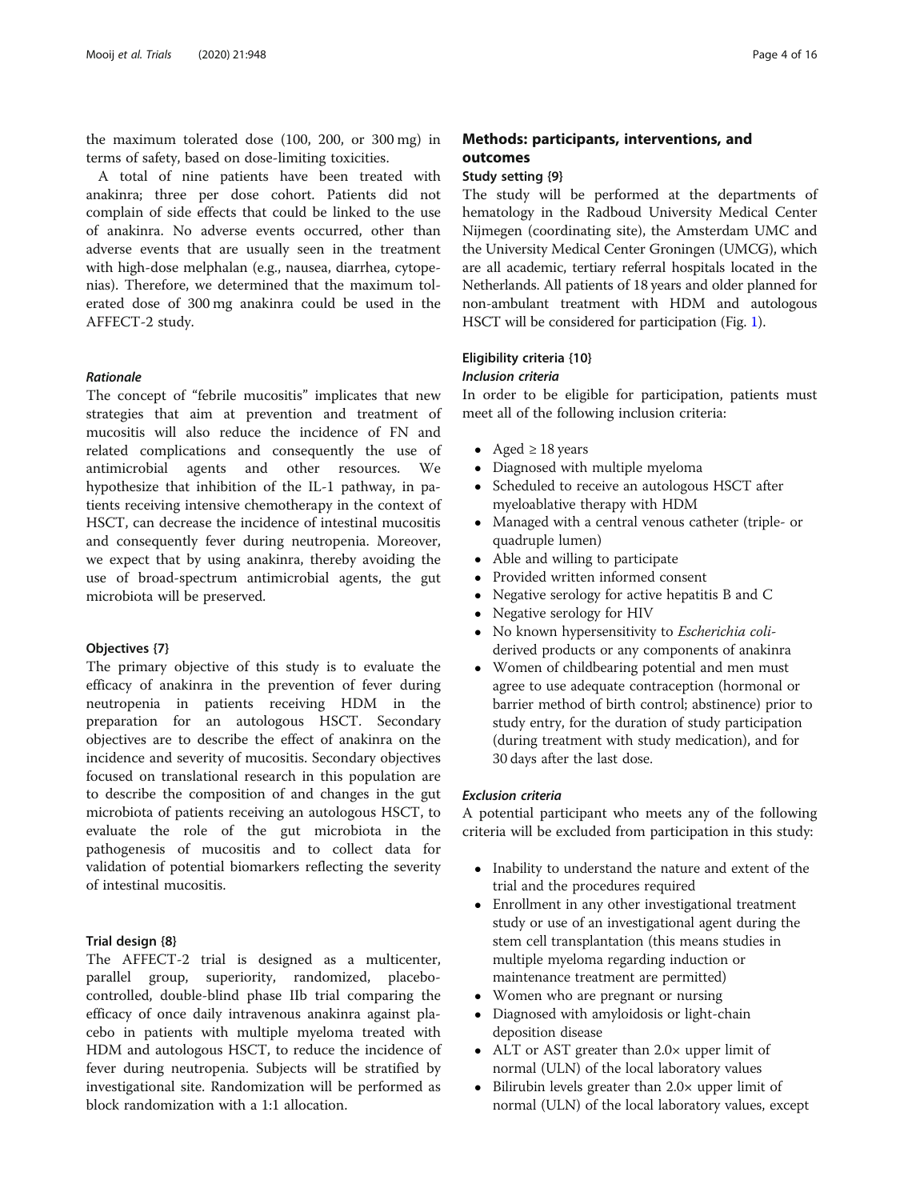the maximum tolerated dose (100, 200, or 300 mg) in terms of safety, based on dose-limiting toxicities.

A total of nine patients have been treated with anakinra; three per dose cohort. Patients did not complain of side effects that could be linked to the use of anakinra. No adverse events occurred, other than adverse events that are usually seen in the treatment with high-dose melphalan (e.g., nausea, diarrhea, cytopenias). Therefore, we determined that the maximum tolerated dose of 300 mg anakinra could be used in the AFFECT-2 study.

#### *Rationale*

The concept of "febrile mucositis" implicates that new strategies that aim at prevention and treatment of mucositis will also reduce the incidence of FN and related complications and consequently the use of antimicrobial agents and other resources. We hypothesize that inhibition of the IL-1 pathway, in patients receiving intensive chemotherapy in the context of HSCT, can decrease the incidence of intestinal mucositis and consequently fever during neutropenia. Moreover, we expect that by using anakinra, thereby avoiding the use of broad-spectrum antimicrobial agents, the gut microbiota will be preserved.

### Objectives {7}

The primary objective of this study is to evaluate the efficacy of anakinra in the prevention of fever during neutropenia in patients receiving HDM in the preparation for an autologous HSCT. Secondary objectives are to describe the effect of anakinra on the incidence and severity of mucositis. Secondary objectives focused on translational research in this population are to describe the composition of and changes in the gut microbiota of patients receiving an autologous HSCT, to evaluate the role of the gut microbiota in the pathogenesis of mucositis and to collect data for validation of potential biomarkers reflecting the severity of intestinal mucositis.

### Trial design {8}

The AFFECT-2 trial is designed as a multicenter, parallel group, superiority, randomized, placebo-controlled, double-blind phase IIb trial comparing the efficacy of once daily intravenous anakinra against placebo in patients with multiple myeloma treated with HDM and autologous HSCT, to reduce the incidence of fever during neutropenia. Subjects will be stratified by investigational site. Randomization will be performed as block randomization with a 1:1 allocation.

## Methods: participants, interventions, and outcomes

### Study setting {9}

The study will be performed at the departments of hematology in the Radboud University Medical Center Nijmegen (coordinating site), the Amsterdam UMC and the University Medical Center Groningen (UMCG), which are all academic, tertiary referral hospitals located in the Netherlands. All patients of 18 years and older planned for non-ambulant treatment with HDM and autologous HSCT will be considered for participation (Fig. 1).

### Eligibility criteria {10}

#### *Inclusion criteria*

In order to be eligible for participation, patients must meet all of the following inclusion criteria:

- Aged ≥ 18 years
- Diagnosed with multiple myeloma
- Scheduled to receive an autologous HSCT after myeloablative therapy with HDM
- Managed with a central venous catheter (triple- or quadruple lumen)
- Able and willing to participate
- Provided written informed consent
- Negative serology for active hepatitis B and C
- Negative serology for HIV
- No known hypersensitivity to *Escherichia coli*-derived products or any components of anakinra
- Women of childbearing potential and men must agree to use adequate contraception (hormonal or barrier method of birth control; abstinence) prior to study entry, for the duration of study participation (during treatment with study medication), and for 30 days after the last dose.

#### *Exclusion criteria*

A potential participant who meets any of the following criteria will be excluded from participation in this study:

- Inability to understand the nature and extent of the trial and the procedures required
- Enrollment in any other investigational treatment study or use of an investigational agent during the stem cell transplantation (this means studies in multiple myeloma regarding induction or maintenance treatment are permitted)
- Women who are pregnant or nursing
- Diagnosed with amyloidosis or light-chain deposition disease
- ALT or AST greater than 2.0× upper limit of normal (ULN) of the local laboratory values
- Bilirubin levels greater than 2.0× upper limit of normal (ULN) of the local laboratory values, except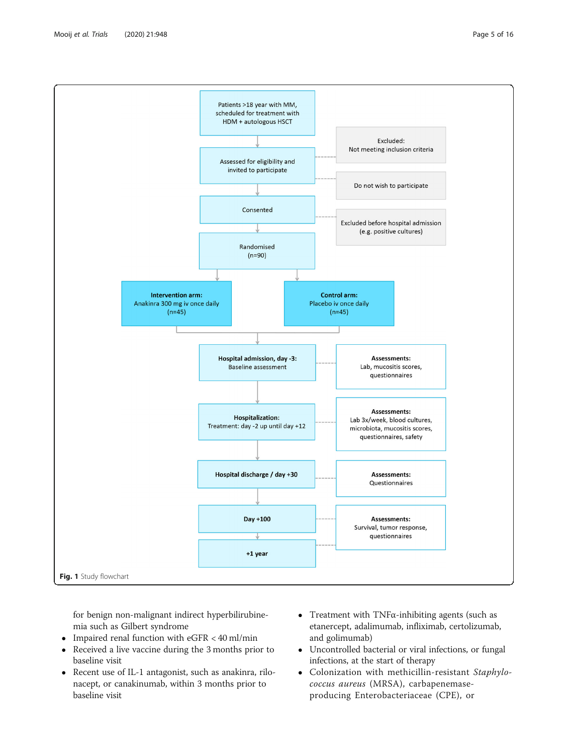Patients >18 year with MM, scheduled for treatment with HDM + autologous HSCT

Assessed for eligibility and invited to participate

- Excluded: Not meeting inclusion criteria
- Do not wish to participate

Consented

- Excluded before hospital admission (e.g. positive cultures)

Randomised (n=90)

**Intervention arm:** Anakinra 300 mg iv once daily (n=45)

**Control arm:** Placebo iv once daily (n=45)

**Hospital admission, day -3:** Baseline assessment — **Assessments:** Lab, mucositis scores, questionnaires

**Hospitalization:** Treatment: day -2 up until day +12 — **Assessments:** Lab 3x/week, blood cultures, microbiota, mucositis scores, questionnaires, safety

**Hospital discharge / day +30** — **Assessments:** Questionnaires

**Day +100** — **Assessments:** Survival, tumor response, questionnaires

**+1 year**

**Fig. 1** Study flowchart

for benign non-malignant indirect hyperbilirubinemia such as Gilbert syndrome

- Impaired renal function with eGFR < 40 ml/min
- Received a live vaccine during the 3 months prior to baseline visit
- Recent use of IL-1 antagonist, such as anakinra, rilonacept, or canakinumab, within 3 months prior to baseline visit
- Treatment with TNFα-inhibiting agents (such as etanercept, adalimumab, infliximab, certolizumab, and golimumab)
- Uncontrolled bacterial or viral infections, or fungal infections, at the start of therapy
- Colonization with methicillin-resistant *Staphylococcus aureus* (MRSA), carbapenemase-producing Enterobacteriaceae (CPE), or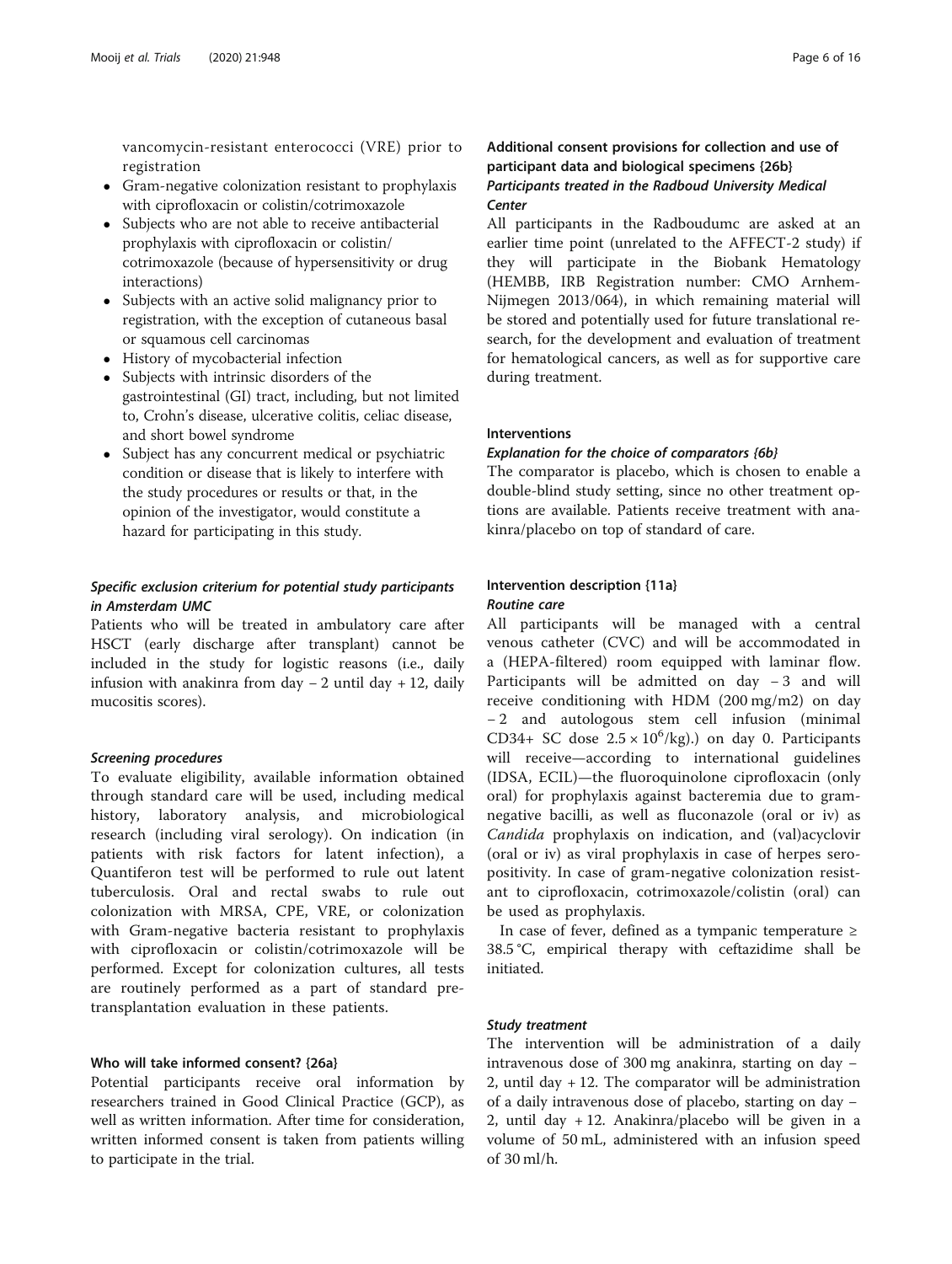vancomycin-resistant enterococci (VRE) prior to registration

- Gram-negative colonization resistant to prophylaxis with ciprofloxacin or colistin/cotrimoxazole
- Subjects who are not able to receive antibacterial prophylaxis with ciprofloxacin or colistin/cotrimoxazole (because of hypersensitivity or drug interactions)
- Subjects with an active solid malignancy prior to registration, with the exception of cutaneous basal or squamous cell carcinomas
- History of mycobacterial infection
- Subjects with intrinsic disorders of the gastrointestinal (GI) tract, including, but not limited to, Crohn's disease, ulcerative colitis, celiac disease, and short bowel syndrome
- Subject has any concurrent medical or psychiatric condition or disease that is likely to interfere with the study procedures or results or that, in the opinion of the investigator, would constitute a hazard for participating in this study.

#### *Specific exclusion criterium for potential study participants in Amsterdam UMC*

Patients who will be treated in ambulatory care after HSCT (early discharge after transplant) cannot be included in the study for logistic reasons (i.e., daily infusion with anakinra from day − 2 until day + 12, daily mucositis scores).

#### *Screening procedures*

To evaluate eligibility, available information obtained through standard care will be used, including medical history, laboratory analysis, and microbiological research (including viral serology). On indication (in patients with risk factors for latent infection), a Quantiferon test will be performed to rule out latent tuberculosis. Oral and rectal swabs to rule out colonization with MRSA, CPE, VRE, or colonization with Gram-negative bacteria resistant to prophylaxis with ciprofloxacin or colistin/cotrimoxazole will be performed. Except for colonization cultures, all tests are routinely performed as a part of standard pre-transplantation evaluation in these patients.

### Who will take informed consent? {26a}

Potential participants receive oral information by researchers trained in Good Clinical Practice (GCP), as well as written information. After time for consideration, written informed consent is taken from patients willing to participate in the trial.

### Additional consent provisions for collection and use of participant data and biological specimens {26b}

#### *Participants treated in the Radboud University Medical Center*

All participants in the Radboudumc are asked at an earlier time point (unrelated to the AFFECT-2 study) if they will participate in the Biobank Hematology (HEMBB, IRB Registration number: CMO Arnhem-Nijmegen 2013/064), in which remaining material will be stored and potentially used for future translational research, for the development and evaluation of treatment for hematological cancers, as well as for supportive care during treatment.

### Interventions

#### *Explanation for the choice of comparators {6b}*

The comparator is placebo, which is chosen to enable a double-blind study setting, since no other treatment options are available. Patients receive treatment with anakinra/placebo on top of standard of care.

### Intervention description {11a}

#### *Routine care*

All participants will be managed with a central venous catheter (CVC) and will be accommodated in a (HEPA-filtered) room equipped with laminar flow. Participants will be admitted on day − 3 and will receive conditioning with HDM (200 mg/m2) on day − 2 and autologous stem cell infusion (minimal CD34+ SC dose $2.5 \times 10^6$/kg).) on day 0. Participants will receive—according to international guidelines (IDSA, ECIL)—the fluoroquinolone ciprofloxacin (only oral) for prophylaxis against bacteremia due to gram-negative bacilli, as well as fluconazole (oral or iv) as *Candida* prophylaxis on indication, and (val)acyclovir (oral or iv) as viral prophylaxis in case of herpes seropositivity. In case of gram-negative colonization resistant to ciprofloxacin, cotrimoxazole/colistin (oral) can be used as prophylaxis.

In case of fever, defined as a tympanic temperature ≥ 38.5 °C, empirical therapy with ceftazidime shall be initiated.

#### *Study treatment*

The intervention will be administration of a daily intravenous dose of 300 mg anakinra, starting on day − 2, until day + 12. The comparator will be administration of a daily intravenous dose of placebo, starting on day − 2, until day + 12. Anakinra/placebo will be given in a volume of 50 mL, administered with an infusion speed of 30 ml/h.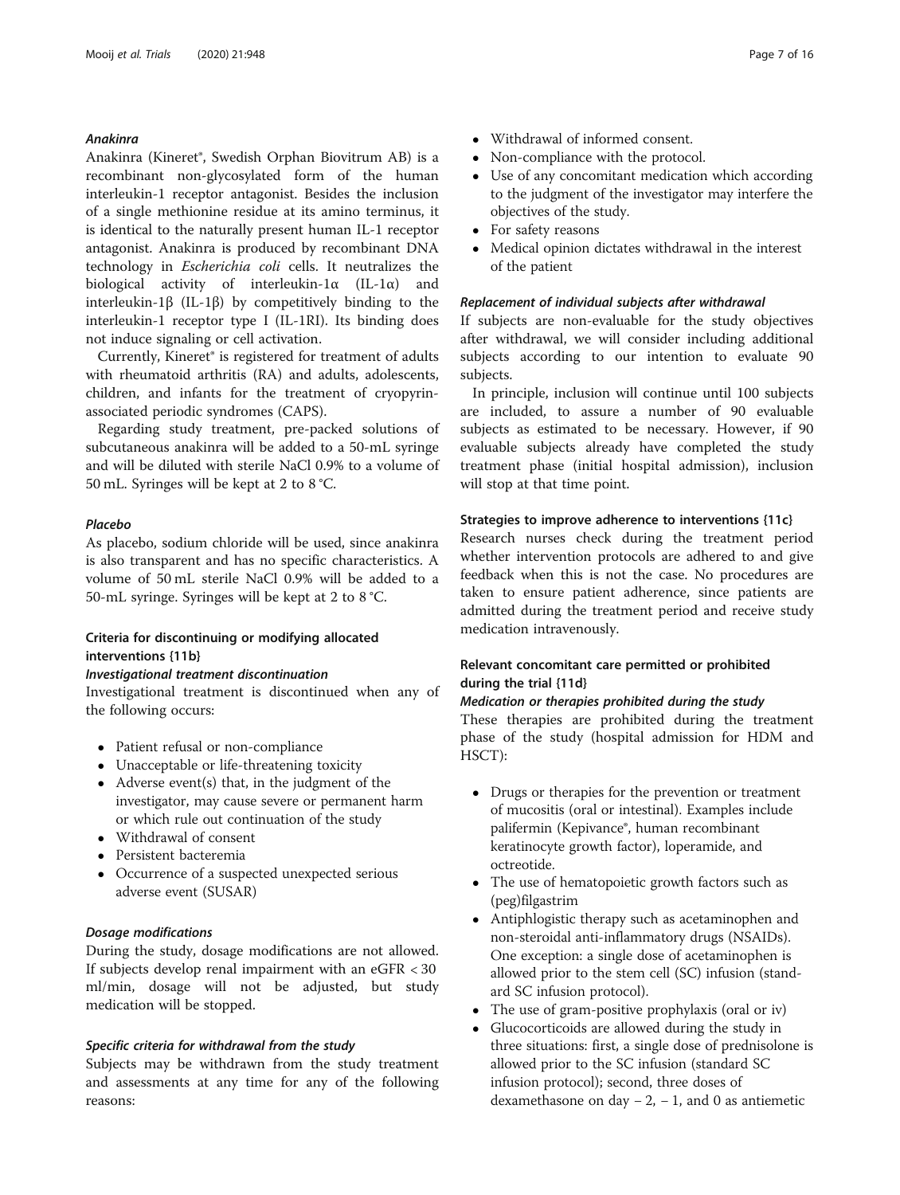#### *Anakinra*

Anakinra (Kineret®, Swedish Orphan Biovitrum AB) is a recombinant non-glycosylated form of the human interleukin-1 receptor antagonist. Besides the inclusion of a single methionine residue at its amino terminus, it is identical to the naturally present human IL-1 receptor antagonist. Anakinra is produced by recombinant DNA technology in *Escherichia coli* cells. It neutralizes the biological activity of interleukin-1α (IL-1α) and interleukin-1β (IL-1β) by competitively binding to the interleukin-1 receptor type I (IL-1RI). Its binding does not induce signaling or cell activation.

Currently, Kineret® is registered for treatment of adults with rheumatoid arthritis (RA) and adults, adolescents, children, and infants for the treatment of cryopyrin-associated periodic syndromes (CAPS).

Regarding study treatment, pre-packed solutions of subcutaneous anakinra will be added to a 50-mL syringe and will be diluted with sterile NaCl 0.9% to a volume of 50 mL. Syringes will be kept at 2 to 8 °C.

#### *Placebo*

As placebo, sodium chloride will be used, since anakinra is also transparent and has no specific characteristics. A volume of 50 mL sterile NaCl 0.9% will be added to a 50-mL syringe. Syringes will be kept at 2 to 8 °C.

### Criteria for discontinuing or modifying allocated interventions {11b}

#### *Investigational treatment discontinuation*

Investigational treatment is discontinued when any of the following occurs:

- Patient refusal or non-compliance
- Unacceptable or life-threatening toxicity
- Adverse event(s) that, in the judgment of the investigator, may cause severe or permanent harm or which rule out continuation of the study
- Withdrawal of consent
- Persistent bacteremia
- Occurrence of a suspected unexpected serious adverse event (SUSAR)

#### *Dosage modifications*

During the study, dosage modifications are not allowed. If subjects develop renal impairment with an eGFR < 30 ml/min, dosage will not be adjusted, but study medication will be stopped.

#### *Specific criteria for withdrawal from the study*

Subjects may be withdrawn from the study treatment and assessments at any time for any of the following reasons:

- Withdrawal of informed consent.
- Non-compliance with the protocol.
- Use of any concomitant medication which according to the judgment of the investigator may interfere the objectives of the study.
- For safety reasons
- Medical opinion dictates withdrawal in the interest of the patient

#### *Replacement of individual subjects after withdrawal*

If subjects are non-evaluable for the study objectives after withdrawal, we will consider including additional subjects according to our intention to evaluate 90 subjects.

In principle, inclusion will continue until 100 subjects are included, to assure a number of 90 evaluable subjects as estimated to be necessary. However, if 90 evaluable subjects already have completed the study treatment phase (initial hospital admission), inclusion will stop at that time point.

### Strategies to improve adherence to interventions {11c}

Research nurses check during the treatment period whether intervention protocols are adhered to and give feedback when this is not the case. No procedures are taken to ensure patient adherence, since patients are admitted during the treatment period and receive study medication intravenously.

### Relevant concomitant care permitted or prohibited during the trial {11d}

#### *Medication or therapies prohibited during the study*

These therapies are prohibited during the treatment phase of the study (hospital admission for HDM and HSCT):

- Drugs or therapies for the prevention or treatment of mucositis (oral or intestinal). Examples include palifermin (Kepivance®, human recombinant keratinocyte growth factor), loperamide, and octreotide.
- The use of hematopoietic growth factors such as (peg)filgastrim
- Antiphlogistic therapy such as acetaminophen and non-steroidal anti-inflammatory drugs (NSAIDs). One exception: a single dose of acetaminophen is allowed prior to the stem cell (SC) infusion (standard SC infusion protocol).
- The use of gram-positive prophylaxis (oral or iv)
- Glucocorticoids are allowed during the study in three situations: first, a single dose of prednisolone is allowed prior to the SC infusion (standard SC infusion protocol); second, three doses of dexamethasone on day − 2, − 1, and 0 as antiemetic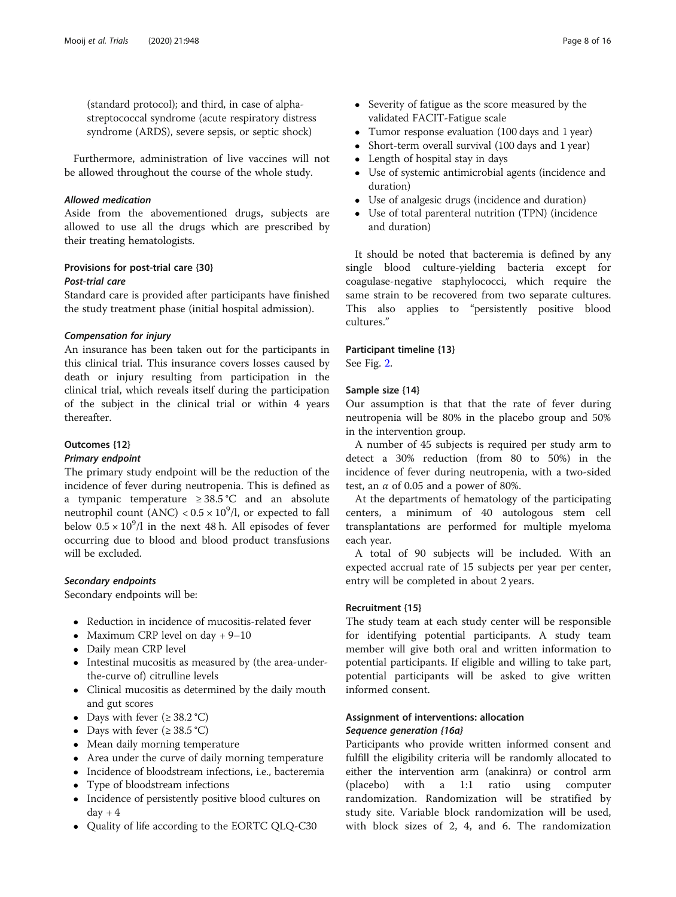(standard protocol); and third, in case of alpha-streptococcal syndrome (acute respiratory distress syndrome (ARDS), severe sepsis, or septic shock)

Furthermore, administration of live vaccines will not be allowed throughout the course of the whole study.

#### *Allowed medication*

Aside from the abovementioned drugs, subjects are allowed to use all the drugs which are prescribed by their treating hematologists.

### Provisions for post-trial care {30}

#### *Post-trial care*

Standard care is provided after participants have finished the study treatment phase (initial hospital admission).

#### *Compensation for injury*

An insurance has been taken out for the participants in this clinical trial. This insurance covers losses caused by death or injury resulting from participation in the clinical trial, which reveals itself during the participation of the subject in the clinical trial or within 4 years thereafter.

### Outcomes {12}

#### *Primary endpoint*

The primary study endpoint will be the reduction of the incidence of fever during neutropenia. This is defined as a tympanic temperature $\geq 38.5\,°C$ and an absolute neutrophil count (ANC) $< 0.5 \times 10^9$/l, or expected to fall below $0.5 \times 10^9$/l in the next 48 h. All episodes of fever occurring due to blood and blood product transfusions will be excluded.

#### *Secondary endpoints*

Secondary endpoints will be:

- Reduction in incidence of mucositis-related fever
- Maximum CRP level on day + 9–10
- Daily mean CRP level
- Intestinal mucositis as measured by (the area-under-the-curve of) citrulline levels
- Clinical mucositis as determined by the daily mouth and gut scores
- Days with fever ($\geq 38.2\,°C$)
- Days with fever ($\geq 38.5\,°C$)
- Mean daily morning temperature
- Area under the curve of daily morning temperature
- Incidence of bloodstream infections, i.e., bacteremia
- Type of bloodstream infections
- Incidence of persistently positive blood cultures on day + 4
- Quality of life according to the EORTC QLQ-C30
- Severity of fatigue as the score measured by the validated FACIT-Fatigue scale
- Tumor response evaluation (100 days and 1 year)
- Short-term overall survival (100 days and 1 year)
- Length of hospital stay in days
- Use of systemic antimicrobial agents (incidence and duration)
- Use of analgesic drugs (incidence and duration)
- Use of total parenteral nutrition (TPN) (incidence and duration)

It should be noted that bacteremia is defined by any single blood culture-yielding bacteria except for coagulase-negative staphylococci, which require the same strain to be recovered from two separate cultures. This also applies to "persistently positive blood cultures."

### Participant timeline {13}

See Fig. 2.

### Sample size {14}

Our assumption is that that the rate of fever during neutropenia will be 80% in the placebo group and 50% in the intervention group.

A number of 45 subjects is required per study arm to detect a 30% reduction (from 80 to 50%) in the incidence of fever during neutropenia, with a two-sided test, an $\alpha$ of 0.05 and a power of 80%.

At the departments of hematology of the participating centers, a minimum of 40 autologous stem cell transplantations are performed for multiple myeloma each year.

A total of 90 subjects will be included. With an expected accrual rate of 15 subjects per year per center, entry will be completed in about 2 years.

### Recruitment {15}

The study team at each study center will be responsible for identifying potential participants. A study team member will give both oral and written information to potential participants. If eligible and willing to take part, potential participants will be asked to give written informed consent.

### Assignment of interventions: allocation

#### *Sequence generation {16a}*

Participants who provide written informed consent and fulfill the eligibility criteria will be randomly allocated to either the intervention arm (anakinra) or control arm (placebo) with a 1:1 ratio using computer randomization. Randomization will be stratified by study site. Variable block randomization will be used, with block sizes of 2, 4, and 6. The randomization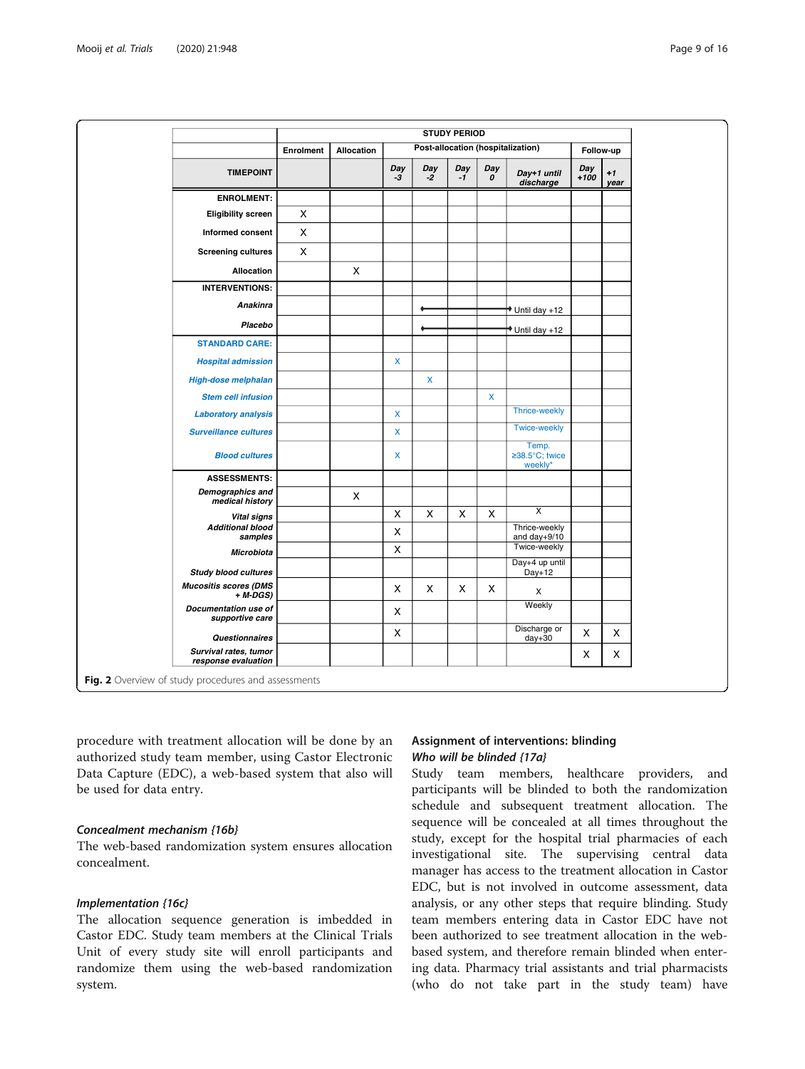| | STUDY PERIOD | | | | | | | | |
|---|---|---|---|---|---|---|---|---|---|
| | Enrolment | Allocation | Post-allocation (hospitalization) | | | | | Follow-up | |
| TIMEPOINT | | | Day -3 | Day -2 | Day -1 | Day 0 | Day+1 until discharge | Day +100 | +1 year |
| **ENROLMENT:** | | | | | | | | | |
| Eligibility screen | X | | | | | | | | |
| Informed consent | X | | | | | | | | |
| Screening cultures | X | | | | | | | | |
| Allocation | | X | | | | | | | |
| **INTERVENTIONS:** | | | | | | | | | |
| *Anakinra* | | | | ⟶ | ⟶ | ⟶ | Until day +12 | | |
| *Placebo* | | | | ⟶ | ⟶ | ⟶ | Until day +12 | | |
| **STANDARD CARE:** | | | | | | | | | |
| *Hospital admission* | | | X | | | | | | |
| *High-dose melphalan* | | | | X | | | | | |
| *Stem cell infusion* | | | | | | X | | | |
| *Laboratory analysis* | | | X | | | | Thrice-weekly | | |
| *Surveillance cultures* | | | X | | | | Twice-weekly | | |
| *Blood cultures* | | | X | | | | Temp. ≥38.5°C; twice weekly* | | |
| **ASSESSMENTS:** | | | | | | | | | |
| *Demographics and medical history* | | X | | | | | | | |
| *Vital signs* | | | X | X | X | X | X | | |
| *Additional blood samples* | | | X | | | | Thrice-weekly and day+9/10 | | |
| *Microbiota* | | | X | | | | Twice-weekly | | |
| *Study blood cultures* | | | | | | | Day+4 up until Day+12 | | |
| *Mucositis scores (DMS + M-DGS)* | | | X | X | X | X | X | | |
| *Documentation use of supportive care* | | | X | | | | Weekly | | |
| *Questionnaires* | | | X | | | | Discharge or day+30 | X | X |
| *Survival rates, tumor response evaluation* | | | | | | | | X | X |

**Fig. 2** Overview of study procedures and assessments

procedure with treatment allocation will be done by an authorized study team member, using Castor Electronic Data Capture (EDC), a web-based system that also will be used for data entry.

### *Concealment mechanism {16b}*

The web-based randomization system ensures allocation concealment.

### *Implementation {16c}*

The allocation sequence generation is imbedded in Castor EDC. Study team members at the Clinical Trials Unit of every study site will enroll participants and randomize them using the web-based randomization system.

## Assignment of interventions: blinding

### *Who will be blinded {17a}*

Study team members, healthcare providers, and participants will be blinded to both the randomization schedule and subsequent treatment allocation. The sequence will be concealed at all times throughout the study, except for the hospital trial pharmacies of each investigational site. The supervising central data manager has access to the treatment allocation in Castor EDC, but is not involved in outcome assessment, data analysis, or any other steps that require blinding. Study team members entering data in Castor EDC have not been authorized to see treatment allocation in the web-based system, and therefore remain blinded when entering data. Pharmacy trial assistants and trial pharmacists (who do not take part in the study team) have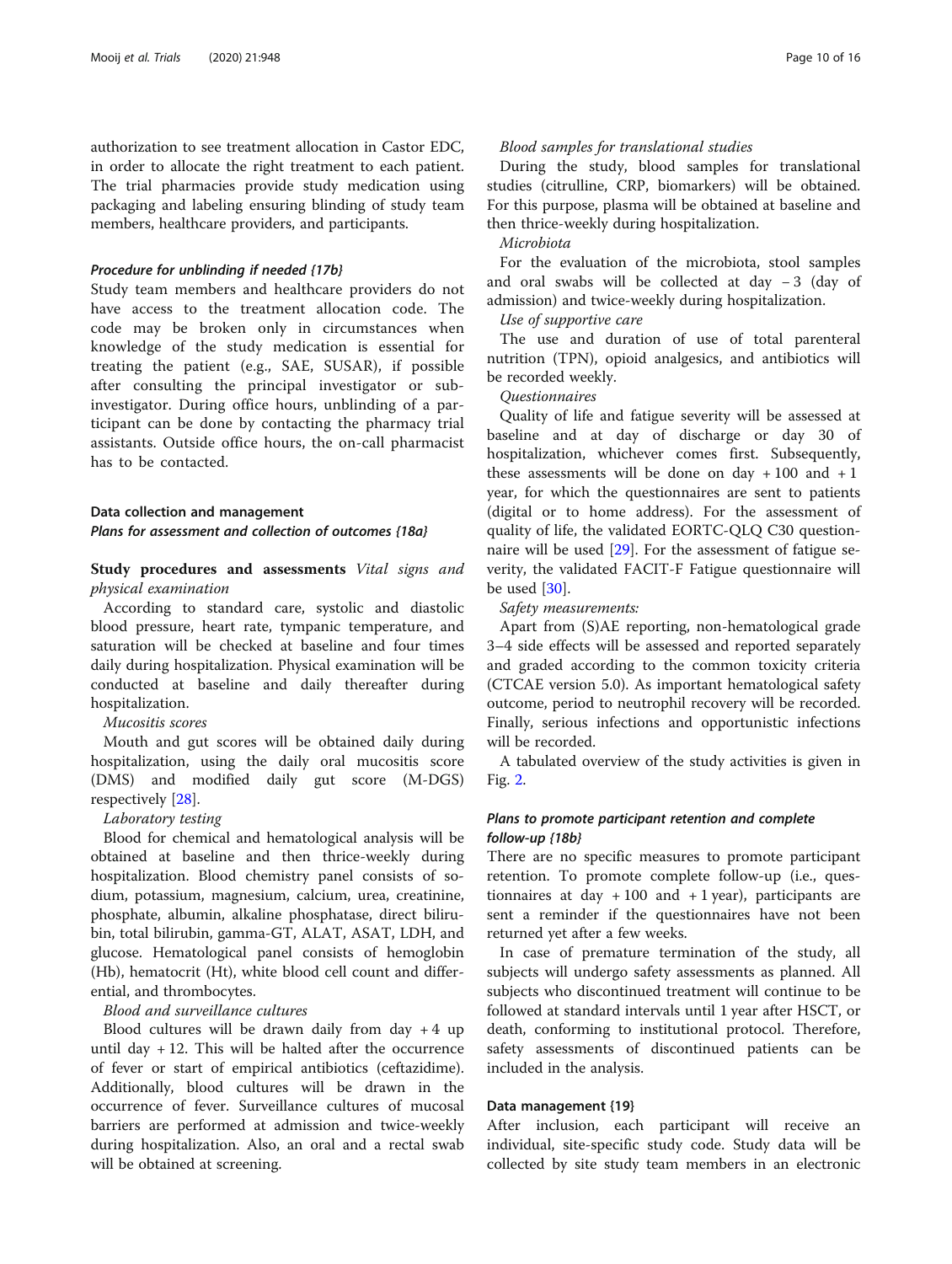authorization to see treatment allocation in Castor EDC, in order to allocate the right treatment to each patient. The trial pharmacies provide study medication using packaging and labeling ensuring blinding of study team members, healthcare providers, and participants.

#### *Procedure for unblinding if needed {17b}*

Study team members and healthcare providers do not have access to the treatment allocation code. The code may be broken only in circumstances when knowledge of the study medication is essential for treating the patient (e.g., SAE, SUSAR), if possible after consulting the principal investigator or sub-investigator. During office hours, unblinding of a participant can be done by contacting the pharmacy trial assistants. Outside office hours, the on-call pharmacist has to be contacted.

### Data collection and management

#### *Plans for assessment and collection of outcomes {18a}*

**Study procedures and assessments** *Vital signs and physical examination*

According to standard care, systolic and diastolic blood pressure, heart rate, tympanic temperature, and saturation will be checked at baseline and four times daily during hospitalization. Physical examination will be conducted at baseline and daily thereafter during hospitalization.

*Mucositis scores*

Mouth and gut scores will be obtained daily during hospitalization, using the daily oral mucositis score (DMS) and modified daily gut score (M-DGS) respectively [28].

*Laboratory testing*

Blood for chemical and hematological analysis will be obtained at baseline and then thrice-weekly during hospitalization. Blood chemistry panel consists of sodium, potassium, magnesium, calcium, urea, creatinine, phosphate, albumin, alkaline phosphatase, direct bilirubin, total bilirubin, gamma-GT, ALAT, ASAT, LDH, and glucose. Hematological panel consists of hemoglobin (Hb), hematocrit (Ht), white blood cell count and differential, and thrombocytes.

*Blood and surveillance cultures*

Blood cultures will be drawn daily from day + 4 up until day + 12. This will be halted after the occurrence of fever or start of empirical antibiotics (ceftazidime). Additionally, blood cultures will be drawn in the occurrence of fever. Surveillance cultures of mucosal barriers are performed at admission and twice-weekly during hospitalization. Also, an oral and a rectal swab will be obtained at screening.

*Blood samples for translational studies*

During the study, blood samples for translational studies (citrulline, CRP, biomarkers) will be obtained. For this purpose, plasma will be obtained at baseline and then thrice-weekly during hospitalization.

*Microbiota*

For the evaluation of the microbiota, stool samples and oral swabs will be collected at day − 3 (day of admission) and twice-weekly during hospitalization.

*Use of supportive care*

The use and duration of use of total parenteral nutrition (TPN), opioid analgesics, and antibiotics will be recorded weekly.

*Questionnaires*

Quality of life and fatigue severity will be assessed at baseline and at day of discharge or day 30 of hospitalization, whichever comes first. Subsequently, these assessments will be done on day + 100 and + 1 year, for which the questionnaires are sent to patients (digital or to home address). For the assessment of quality of life, the validated EORTC-QLQ C30 questionnaire will be used [29]. For the assessment of fatigue severity, the validated FACIT-F Fatigue questionnaire will be used [30].

*Safety measurements:*

Apart from (S)AE reporting, non-hematological grade 3–4 side effects will be assessed and reported separately and graded according to the common toxicity criteria (CTCAE version 5.0). As important hematological safety outcome, period to neutrophil recovery will be recorded. Finally, serious infections and opportunistic infections will be recorded.

A tabulated overview of the study activities is given in Fig. 2.

#### *Plans to promote participant retention and complete follow-up {18b}*

There are no specific measures to promote participant retention. To promote complete follow-up (i.e., questionnaires at day + 100 and + 1 year), participants are sent a reminder if the questionnaires have not been returned yet after a few weeks.

In case of premature termination of the study, all subjects will undergo safety assessments as planned. All subjects who discontinued treatment will continue to be followed at standard intervals until 1 year after HSCT, or death, conforming to institutional protocol. Therefore, safety assessments of discontinued patients can be included in the analysis.

### Data management {19}

After inclusion, each participant will receive an individual, site-specific study code. Study data will be collected by site study team members in an electronic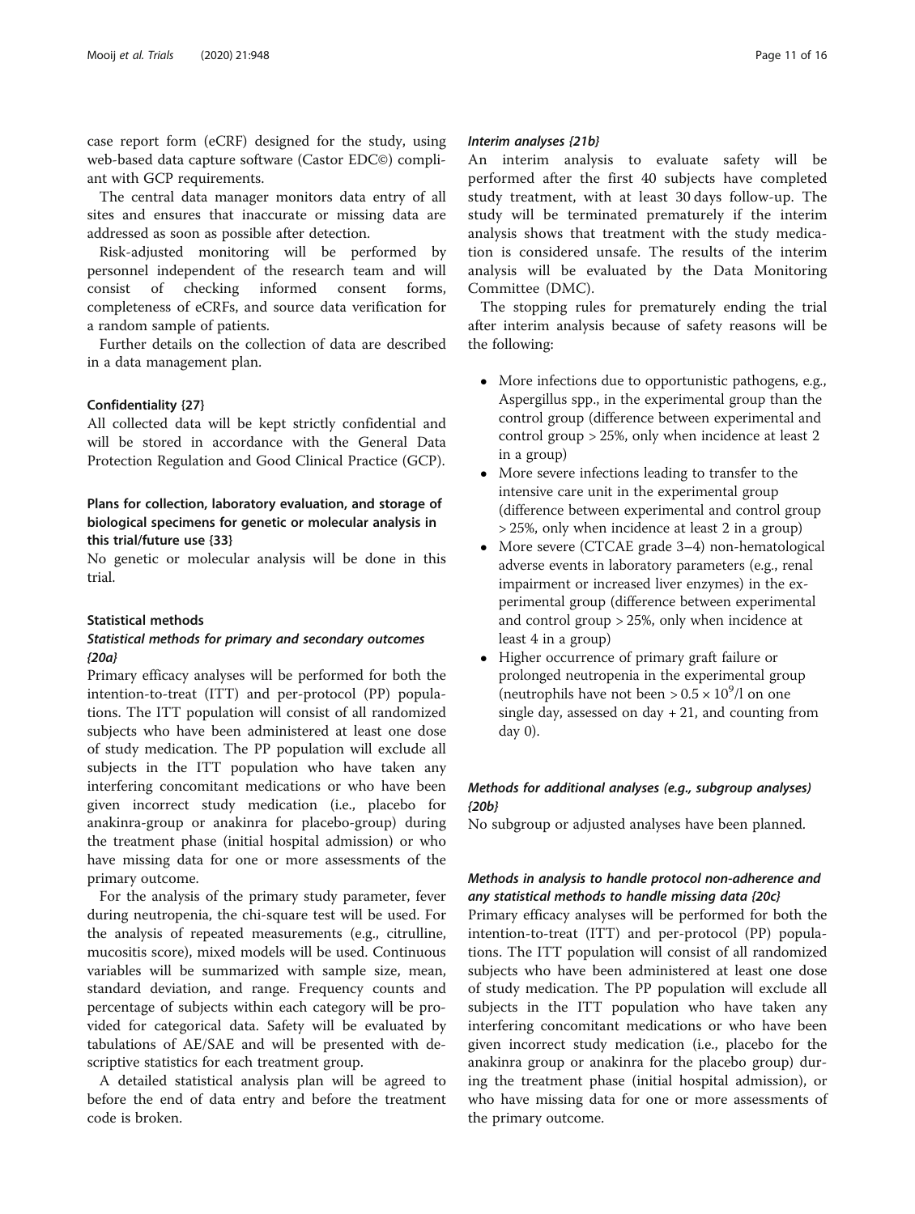case report form (eCRF) designed for the study, using web-based data capture software (Castor EDC©) compliant with GCP requirements.

The central data manager monitors data entry of all sites and ensures that inaccurate or missing data are addressed as soon as possible after detection.

Risk-adjusted monitoring will be performed by personnel independent of the research team and will consist of checking informed consent forms, completeness of eCRFs, and source data verification for a random sample of patients.

Further details on the collection of data are described in a data management plan.

#### Confidentiality {27}

All collected data will be kept strictly confidential and will be stored in accordance with the General Data Protection Regulation and Good Clinical Practice (GCP).

#### Plans for collection, laboratory evaluation, and storage of biological specimens for genetic or molecular analysis in this trial/future use {33}

No genetic or molecular analysis will be done in this trial.

### Statistical methods

#### *Statistical methods for primary and secondary outcomes {20a}*

Primary efficacy analyses will be performed for both the intention-to-treat (ITT) and per-protocol (PP) populations. The ITT population will consist of all randomized subjects who have been administered at least one dose of study medication. The PP population will exclude all subjects in the ITT population who have taken any interfering concomitant medications or who have been given incorrect study medication (i.e., placebo for anakinra-group or anakinra for placebo-group) during the treatment phase (initial hospital admission) or who have missing data for one or more assessments of the primary outcome.

For the analysis of the primary study parameter, fever during neutropenia, the chi-square test will be used. For the analysis of repeated measurements (e.g., citrulline, mucositis score), mixed models will be used. Continuous variables will be summarized with sample size, mean, standard deviation, and range. Frequency counts and percentage of subjects within each category will be provided for categorical data. Safety will be evaluated by tabulations of AE/SAE and will be presented with descriptive statistics for each treatment group.

A detailed statistical analysis plan will be agreed to before the end of data entry and before the treatment code is broken.

#### *Interim analyses {21b}*

An interim analysis to evaluate safety will be performed after the first 40 subjects have completed study treatment, with at least 30 days follow-up. The study will be terminated prematurely if the interim analysis shows that treatment with the study medication is considered unsafe. The results of the interim analysis will be evaluated by the Data Monitoring Committee (DMC).

The stopping rules for prematurely ending the trial after interim analysis because of safety reasons will be the following:

- More infections due to opportunistic pathogens, e.g., Aspergillus spp., in the experimental group than the control group (difference between experimental and control group > 25%, only when incidence at least 2 in a group)
- More severe infections leading to transfer to the intensive care unit in the experimental group (difference between experimental and control group > 25%, only when incidence at least 2 in a group)
- More severe (CTCAE grade 3–4) non-hematological adverse events in laboratory parameters (e.g., renal impairment or increased liver enzymes) in the experimental group (difference between experimental and control group > 25%, only when incidence at least 4 in a group)
- Higher occurrence of primary graft failure or prolonged neutropenia in the experimental group (neutrophils have not been $> 0.5 \times 10^9$/l on one single day, assessed on day + 21, and counting from day 0).

#### *Methods for additional analyses (e.g., subgroup analyses) {20b}*

No subgroup or adjusted analyses have been planned.

#### *Methods in analysis to handle protocol non-adherence and any statistical methods to handle missing data {20c}*

Primary efficacy analyses will be performed for both the intention-to-treat (ITT) and per-protocol (PP) populations. The ITT population will consist of all randomized subjects who have been administered at least one dose of study medication. The PP population will exclude all subjects in the ITT population who have taken any interfering concomitant medications or who have been given incorrect study medication (i.e., placebo for the anakinra group or anakinra for the placebo group) during the treatment phase (initial hospital admission), or who have missing data for one or more assessments of the primary outcome.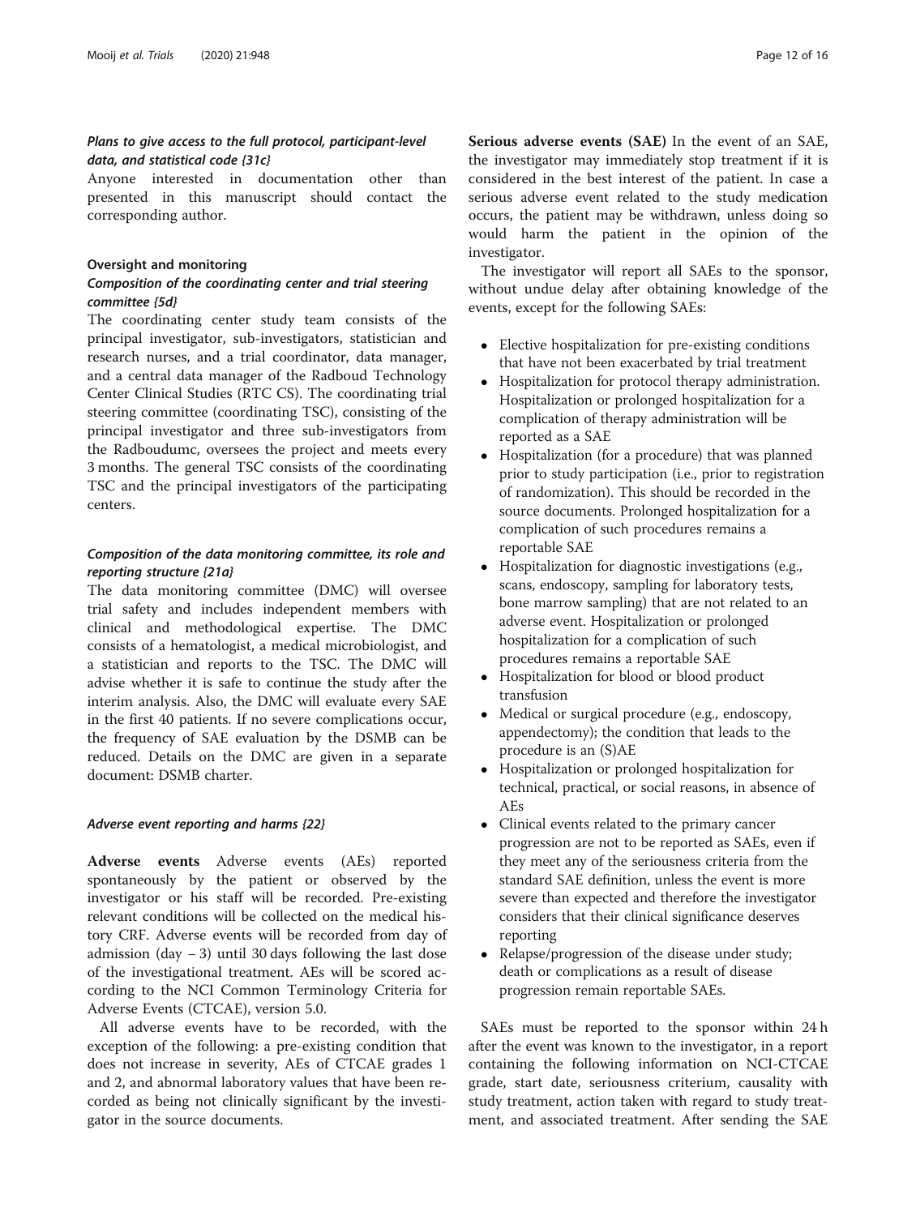#### *Plans to give access to the full protocol, participant-level data, and statistical code {31c}*

Anyone interested in documentation other than presented in this manuscript should contact the corresponding author.

### Oversight and monitoring

#### *Composition of the coordinating center and trial steering committee {5d}*

The coordinating center study team consists of the principal investigator, sub-investigators, statistician and research nurses, and a trial coordinator, data manager, and a central data manager of the Radboud Technology Center Clinical Studies (RTC CS). The coordinating trial steering committee (coordinating TSC), consisting of the principal investigator and three sub-investigators from the Radboudumc, oversees the project and meets every 3 months. The general TSC consists of the coordinating TSC and the principal investigators of the participating centers.

#### *Composition of the data monitoring committee, its role and reporting structure {21a}*

The data monitoring committee (DMC) will oversee trial safety and includes independent members with clinical and methodological expertise. The DMC consists of a hematologist, a medical microbiologist, and a statistician and reports to the TSC. The DMC will advise whether it is safe to continue the study after the interim analysis. Also, the DMC will evaluate every SAE in the first 40 patients. If no severe complications occur, the frequency of SAE evaluation by the DSMB can be reduced. Details on the DMC are given in a separate document: DSMB charter.

#### *Adverse event reporting and harms {22}*

**Adverse events** Adverse events (AEs) reported spontaneously by the patient or observed by the investigator or his staff will be recorded. Pre-existing relevant conditions will be collected on the medical history CRF. Adverse events will be recorded from day of admission (day − 3) until 30 days following the last dose of the investigational treatment. AEs will be scored according to the NCI Common Terminology Criteria for Adverse Events (CTCAE), version 5.0.

All adverse events have to be recorded, with the exception of the following: a pre-existing condition that does not increase in severity, AEs of CTCAE grades 1 and 2, and abnormal laboratory values that have been recorded as being not clinically significant by the investigator in the source documents.

**Serious adverse events (SAE)** In the event of an SAE, the investigator may immediately stop treatment if it is considered in the best interest of the patient. In case a serious adverse event related to the study medication occurs, the patient may be withdrawn, unless doing so would harm the patient in the opinion of the investigator.

The investigator will report all SAEs to the sponsor, without undue delay after obtaining knowledge of the events, except for the following SAEs:

- Elective hospitalization for pre-existing conditions that have not been exacerbated by trial treatment
- Hospitalization for protocol therapy administration. Hospitalization or prolonged hospitalization for a complication of therapy administration will be reported as a SAE
- Hospitalization (for a procedure) that was planned prior to study participation (i.e., prior to registration of randomization). This should be recorded in the source documents. Prolonged hospitalization for a complication of such procedures remains a reportable SAE
- Hospitalization for diagnostic investigations (e.g., scans, endoscopy, sampling for laboratory tests, bone marrow sampling) that are not related to an adverse event. Hospitalization or prolonged hospitalization for a complication of such procedures remains a reportable SAE
- Hospitalization for blood or blood product transfusion
- Medical or surgical procedure (e.g., endoscopy, appendectomy); the condition that leads to the procedure is an (S)AE
- Hospitalization or prolonged hospitalization for technical, practical, or social reasons, in absence of AEs
- Clinical events related to the primary cancer progression are not to be reported as SAEs, even if they meet any of the seriousness criteria from the standard SAE definition, unless the event is more severe than expected and therefore the investigator considers that their clinical significance deserves reporting
- Relapse/progression of the disease under study; death or complications as a result of disease progression remain reportable SAEs.

SAEs must be reported to the sponsor within 24 h after the event was known to the investigator, in a report containing the following information on NCI-CTCAE grade, start date, seriousness criterium, causality with study treatment, action taken with regard to study treatment, and associated treatment. After sending the SAE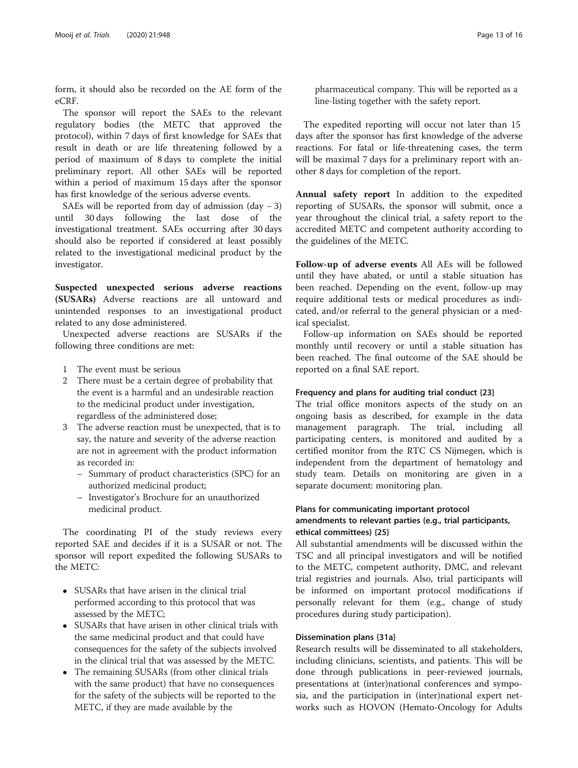form, it should also be recorded on the AE form of the eCRF.

The sponsor will report the SAEs to the relevant regulatory bodies (the METC that approved the protocol), within 7 days of first knowledge for SAEs that result in death or are life threatening followed by a period of maximum of 8 days to complete the initial preliminary report. All other SAEs will be reported within a period of maximum 15 days after the sponsor has first knowledge of the serious adverse events.

SAEs will be reported from day of admission (day − 3) until 30 days following the last dose of the investigational treatment. SAEs occurring after 30 days should also be reported if considered at least possibly related to the investigational medicinal product by the investigator.

**Suspected unexpected serious adverse reactions (SUSARs)** Adverse reactions are all untoward and unintended responses to an investigational product related to any dose administered.

Unexpected adverse reactions are SUSARs if the following three conditions are met:

1. The event must be serious
2. There must be a certain degree of probability that the event is a harmful and an undesirable reaction to the medicinal product under investigation, regardless of the administered dose;
3. The adverse reaction must be unexpected, that is to say, the nature and severity of the adverse reaction are not in agreement with the product information as recorded in:
   - Summary of product characteristics (SPC) for an authorized medicinal product;
   - Investigator's Brochure for an unauthorized medicinal product.

The coordinating PI of the study reviews every reported SAE and decides if it is a SUSAR or not. The sponsor will report expedited the following SUSARs to the METC:

- SUSARs that have arisen in the clinical trial performed according to this protocol that was assessed by the METC;
- SUSARs that have arisen in other clinical trials with the same medicinal product and that could have consequences for the safety of the subjects involved in the clinical trial that was assessed by the METC.
- The remaining SUSARs (from other clinical trials with the same product) that have no consequences for the safety of the subjects will be reported to the METC, if they are made available by the pharmaceutical company. This will be reported as a line-listing together with the safety report.

The expedited reporting will occur not later than 15 days after the sponsor has first knowledge of the adverse reactions. For fatal or life-threatening cases, the term will be maximal 7 days for a preliminary report with another 8 days for completion of the report.

**Annual safety report** In addition to the expedited reporting of SUSARs, the sponsor will submit, once a year throughout the clinical trial, a safety report to the accredited METC and competent authority according to the guidelines of the METC.

**Follow-up of adverse events** All AEs will be followed until they have abated, or until a stable situation has been reached. Depending on the event, follow-up may require additional tests or medical procedures as indicated, and/or referral to the general physician or a medical specialist.

Follow-up information on SAEs should be reported monthly until recovery or until a stable situation has been reached. The final outcome of the SAE should be reported on a final SAE report.

### Frequency and plans for auditing trial conduct {23}

The trial office monitors aspects of the study on an ongoing basis as described, for example in the data management paragraph. The trial, including all participating centers, is monitored and audited by a certified monitor from the RTC CS Nijmegen, which is independent from the department of hematology and study team. Details on monitoring are given in a separate document: monitoring plan.

### Plans for communicating important protocol amendments to relevant parties (e.g., trial participants, ethical committees) {25}

All substantial amendments will be discussed within the TSC and all principal investigators and will be notified to the METC, competent authority, DMC, and relevant trial registries and journals. Also, trial participants will be informed on important protocol modifications if personally relevant for them (e.g., change of study procedures during study participation).

### Dissemination plans {31a}

Research results will be disseminated to all stakeholders, including clinicians, scientists, and patients. This will be done through publications in peer-reviewed journals, presentations at (inter)national conferences and symposia, and the participation in (inter)national expert networks such as HOVON (Hemato-Oncology for Adults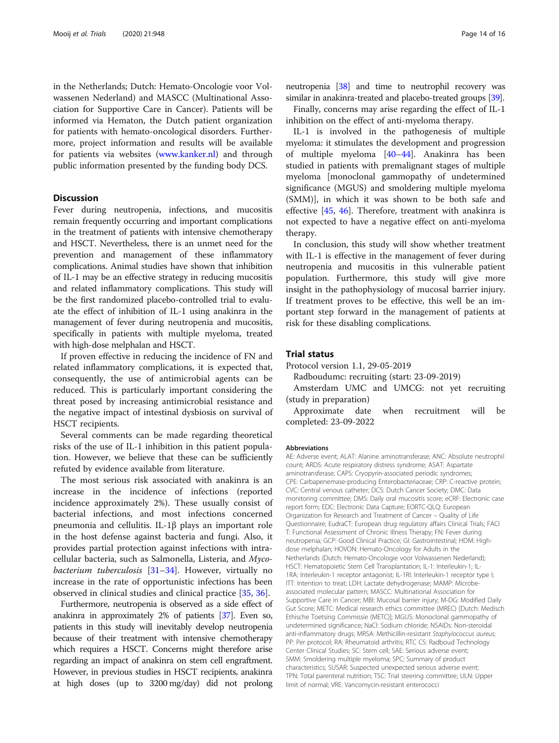in the Netherlands; Dutch: Hemato-Oncologie voor Volwassenen Nederland) and MASCC (Multinational Association for Supportive Care in Cancer). Patients will be informed via Hematon, the Dutch patient organization for patients with hemato-oncological disorders. Furthermore, project information and results will be available for patients via websites (www.kanker.nl) and through public information presented by the funding body DCS.

## Discussion

Fever during neutropenia, infections, and mucositis remain frequently occurring and important complications in the treatment of patients with intensive chemotherapy and HSCT. Nevertheless, there is an unmet need for the prevention and management of these inflammatory complications. Animal studies have shown that inhibition of IL-1 may be an effective strategy in reducing mucositis and related inflammatory complications. This study will be the first randomized placebo-controlled trial to evaluate the effect of inhibition of IL-1 using anakinra in the management of fever during neutropenia and mucositis, specifically in patients with multiple myeloma, treated with high-dose melphalan and HSCT.

If proven effective in reducing the incidence of FN and related inflammatory complications, it is expected that, consequently, the use of antimicrobial agents can be reduced. This is particularly important considering the threat posed by increasing antimicrobial resistance and the negative impact of intestinal dysbiosis on survival of HSCT recipients.

Several comments can be made regarding theoretical risks of the use of IL-1 inhibition in this patient population. However, we believe that these can be sufficiently refuted by evidence available from literature.

The most serious risk associated with anakinra is an increase in the incidence of infections (reported incidence approximately 2%). These usually consist of bacterial infections, and most infections concerned pneumonia and cellulitis. IL-1β plays an important role in the host defense against bacteria and fungi. Also, it provides partial protection against infections with intracellular bacteria, such as Salmonella, Listeria, and *Mycobacterium tuberculosis* [31–34]. However, virtually no increase in the rate of opportunistic infections has been observed in clinical studies and clinical practice [35, 36].

Furthermore, neutropenia is observed as a side effect of anakinra in approximately 2% of patients [37]. Even so, patients in this study will inevitably develop neutropenia because of their treatment with intensive chemotherapy which requires a HSCT. Concerns might therefore arise regarding an impact of anakinra on stem cell engraftment. However, in previous studies in HSCT recipients, anakinra at high doses (up to 3200 mg/day) did not prolong neutropenia [38] and time to neutrophil recovery was similar in anakinra-treated and placebo-treated groups [39].

Finally, concerns may arise regarding the effect of IL-1 inhibition on the effect of anti-myeloma therapy.

IL-1 is involved in the pathogenesis of multiple myeloma: it stimulates the development and progression of multiple myeloma [40–44]. Anakinra has been studied in patients with premalignant stages of multiple myeloma [monoclonal gammopathy of undetermined significance (MGUS) and smoldering multiple myeloma (SMM)], in which it was shown to be both safe and effective [45, 46]. Therefore, treatment with anakinra is not expected to have a negative effect on anti-myeloma therapy.

In conclusion, this study will show whether treatment with IL-1 is effective in the management of fever during neutropenia and mucositis in this vulnerable patient population. Furthermore, this study will give more insight in the pathophysiology of mucosal barrier injury. If treatment proves to be effective, this well be an important step forward in the management of patients at risk for these disabling complications.

## Trial status

Protocol version 1.1, 29-05-2019

Radboudumc: recruiting (start: 23-09-2019)

Amsterdam UMC and UMCG: not yet recruiting (study in preparation)

Approximate date when recruitment will be completed: 23-09-2022

#### Abbreviations

AE: Adverse event; ALAT: Alanine aminotransferase; ANC: Absolute neutrophil count; ARDS: Acute respiratory distress syndrome; ASAT: Aspartate aminotransferase; CAPS: Cryopyrin-associated periodic syndromes; CPE: Carbapenemase-producing Enterobacteriaceae; CRP: C-reactive protein; CVC: Central venous catheter; DCS: Dutch Cancer Society; DMC: Data monitoring committee; DMS: Daily oral mucositis score; eCRF: Electronic case report form; EDC: Electronic Data Capture; EORTC-QLQ: European Organization for Research and Treatment of Cancer – Quality of Life Questionnaire; EudraCT: European drug regulatory affairs Clinical Trials; FACIT: Functional Assessment of Chronic Illness Therapy; FN: Fever during neutropenia; GCP: Good Clinical Practice; GI: Gastrointestinal; HDM: High-dose melphalan; HOVON: Hemato-Oncology for Adults in the Netherlands (Dutch: Hemato-Oncologie voor Volwassenen Nederland); HSCT: Hematopoietic Stem Cell Transplantation; IL-1: Interleukin-1; IL-1RA: Interleukin-1 receptor antagonist; IL-1RI: Interleukin-1 receptor type I; ITT: Intention to treat; LDH: Lactate dehydrogenase; MAMP: Microbe-associated molecular pattern; MASCC: Multinational Association for Supportive Care in Cancer; MBI: Mucosal barrier injury; M-DG: Modified Daily Gut Score; METC: Medical research ethics committee (MREC) [Dutch: Medisch Ethische Toetsing Commissie (METC)]; MGUS: Monoclonal gammopathy of undetermined significance; NaCl: Sodium chloride; NSAIDs: Non-steroidal anti-inflammatory drugs; MRSA: Methicillin-resistant *Staphylococcus aureus*; PP: Per protocol; RA: Rheumatoid arthritis; RTC CS: Radboud Technology Center Clinical Studies; SC: Stem cell; SAE: Serious adverse event; SMM: Smoldering multiple myeloma; SPC: Summary of product characteristics; SUSAR: Suspected unexpected serious adverse event; TPN: Total parenteral nutrition; TSC: Trial steering committee; ULN: Upper limit of normal; VRE: Vancomycin-resistant enterococci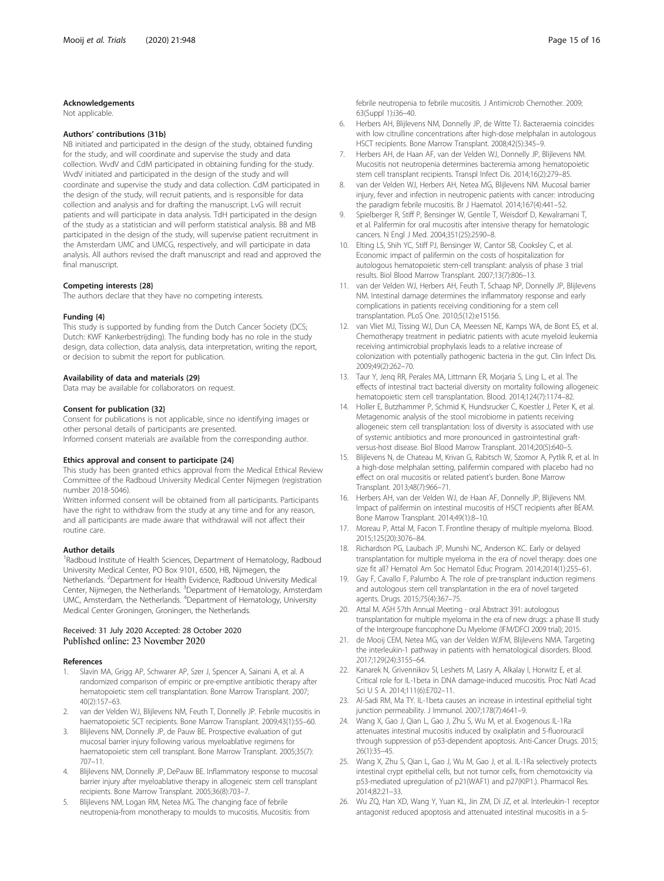### Acknowledgements

Not applicable.

### Authors' contributions {31b}

NB initiated and participated in the design of the study, obtained funding for the study, and will coordinate and supervise the study and data collection. WvdV and CdM participated in obtaining funding for the study. WvdV initiated and participated in the design of the study and will coordinate and supervise the study and data collection. CdM participated in the design of the study, will recruit patients, and is responsible for data collection and analysis and for drafting the manuscript. LvG will recruit patients and will participate in data analysis. TdH participated in the design of the study as a statistician and will perform statistical analysis. BB and MB participated in the design of the study, will supervise patient recruitment in the Amsterdam UMC and UMCG, respectively, and will participate in data analysis. All authors revised the draft manuscript and read and approved the final manuscript.

### Competing interests {28}

The authors declare that they have no competing interests.

### Funding {4}

This study is supported by funding from the Dutch Cancer Society (DCS; Dutch: KWF Kankerbestrijding). The funding body has no role in the study design, data collection, data analysis, data interpretation, writing the report, or decision to submit the report for publication.

### Availability of data and materials {29}

Data may be available for collaborators on request.

### Consent for publication {32}

Consent for publications is not applicable, since no identifying images or other personal details of participants are presented.
Informed consent materials are available from the corresponding author.

### Ethics approval and consent to participate {24}

This study has been granted ethics approval from the Medical Ethical Review Committee of the Radboud University Medical Center Nijmegen (registration number 2018-5046).
Written informed consent will be obtained from all participants. Participants have the right to withdraw from the study at any time and for any reason, and all participants are made aware that withdrawal will not affect their routine care.

### Author details

[1]Radboud Institute of Health Sciences, Department of Hematology, Radboud University Medical Center, PO Box 9101, 6500, HB, Nijmegen, the Netherlands. [2]Department for Health Evidence, Radboud University Medical Center, Nijmegen, the Netherlands. [3]Department of Hematology, Amsterdam UMC, Amsterdam, the Netherlands. [4]Department of Hematology, University Medical Center Groningen, Groningen, the Netherlands.

Received: 31 July 2020 Accepted: 28 October 2020
Published online: 23 November 2020

### References

1. Slavin MA, Grigg AP, Schwarer AP, Szer J, Spencer A, Sainani A, et al. A randomized comparison of empiric or pre-emptive antibiotic therapy after hematopoietic stem cell transplantation. Bone Marrow Transplant. 2007; 40(2):157–63.
2. van der Velden WJ, Blijlevens NM, Feuth T, Donnelly JP. Febrile mucositis in haematopoietic SCT recipients. Bone Marrow Transplant. 2009;43(1):55–60.
3. Blijlevens NM, Donnelly JP, de Pauw BE. Prospective evaluation of gut mucosal barrier injury following various myeloablative regimens for haematopoietic stem cell transplant. Bone Marrow Transplant. 2005;35(7): 707–11.
4. Blijlevens NM, Donnelly JP, DePauw BE. Inflammatory response to mucosal barrier injury after myeloablative therapy in allogeneic stem cell transplant recipients. Bone Marrow Transplant. 2005;36(8):703–7.
5. Blijlevens NM, Logan RM, Netea MG. The changing face of febrile neutropenia-from monotherapy to moulds to mucositis. Mucositis: from febrile neutropenia to febrile mucositis. J Antimicrob Chemother. 2009; 63(Suppl 1):i36–40.
6. Herbers AH, Blijlevens NM, Donnelly JP, de Witte TJ. Bacteraemia coincides with low citrulline concentrations after high-dose melphalan in autologous HSCT recipients. Bone Marrow Transplant. 2008;42(5):345–9.
7. Herbers AH, de Haan AF, van der Velden WJ, Donnelly JP, Blijlevens NM. Mucositis not neutropenia determines bacteremia among hematopoietic stem cell transplant recipients. Transpl Infect Dis. 2014;16(2):279–85.
8. van der Velden WJ, Herbers AH, Netea MG, Blijlevens NM. Mucosal barrier injury, fever and infection in neutropenic patients with cancer: introducing the paradigm febrile mucositis. Br J Haematol. 2014;167(4):441–52.
9. Spielberger R, Stiff P, Bensinger W, Gentile T, Weisdorf D, Kewalramani T, et al. Palifermin for oral mucositis after intensive therapy for hematologic cancers. N Engl J Med. 2004;351(25):2590–8.
10. Elting LS, Shih YC, Stiff PJ, Bensinger W, Cantor SB, Cooksley C, et al. Economic impact of palifermin on the costs of hospitalization for autologous hematopoietic stem-cell transplant: analysis of phase 3 trial results. Biol Blood Marrow Transplant. 2007;13(7):806–13.
11. van der Velden WJ, Herbers AH, Feuth T, Schaap NP, Donnelly JP, Blijlevens NM. Intestinal damage determines the inflammatory response and early complications in patients receiving conditioning for a stem cell transplantation. PLoS One. 2010;5(12):e15156.
12. van Vliet MJ, Tissing WJ, Dun CA, Meessen NE, Kamps WA, de Bont ES, et al. Chemotherapy treatment in pediatric patients with acute myeloid leukemia receiving antimicrobial prophylaxis leads to a relative increase of colonization with potentially pathogenic bacteria in the gut. Clin Infect Dis. 2009;49(2):262–70.
13. Taur Y, Jenq RR, Perales MA, Littmann ER, Morjaria S, Ling L, et al. The effects of intestinal tract bacterial diversity on mortality following allogeneic hematopoietic stem cell transplantation. Blood. 2014;124(7):1174–82.
14. Holler E, Butzhammer P, Schmid K, Hundsrucker C, Koestler J, Peter K, et al. Metagenomic analysis of the stool microbiome in patients receiving allogeneic stem cell transplantation: loss of diversity is associated with use of systemic antibiotics and more pronounced in gastrointestinal graft-versus-host disease. Biol Blood Marrow Transplant. 2014;20(5):640–5.
15. Blijlevens N, de Chateau M, Krivan G, Rabitsch W, Szomor A, Pytlik R, et al. In a high-dose melphalan setting, palifermin compared with placebo had no effect on oral mucositis or related patient's burden. Bone Marrow Transplant. 2013;48(7):966–71.
16. Herbers AH, van der Velden WJ, de Haan AF, Donnelly JP, Blijlevens NM. Impact of palifermin on intestinal mucositis of HSCT recipients after BEAM. Bone Marrow Transplant. 2014;49(1):8–10.
17. Moreau P, Attal M, Facon T. Frontline therapy of multiple myeloma. Blood. 2015;125(20):3076–84.
18. Richardson PG, Laubach JP, Munshi NC, Anderson KC. Early or delayed transplantation for multiple myeloma in the era of novel therapy: does one size fit all? Hematol Am Soc Hematol Educ Program. 2014;2014(1):255–61.
19. Gay F, Cavallo F, Palumbo A. The role of pre-transplant induction regimens and autologous stem cell transplantation in the era of novel targeted agents. Drugs. 2015;75(4):367–75.
20. Attal M. ASH 57th Annual Meeting - oral Abstract 391: autologous transplantation for multiple myeloma in the era of new drugs: a phase III study of the Intergroupe francophone Du Myelome (IFM/DFCI 2009 trial); 2015.
21. de Mooij CEM, Netea MG, van der Velden WJFM, Blijlevens NMA. Targeting the interleukin-1 pathway in patients with hematological disorders. Blood. 2017;129(24):3155–64.
22. Kanarek N, Grivennikov SI, Leshets M, Lasry A, Alkalay I, Horwitz E, et al. Critical role for IL-1beta in DNA damage-induced mucositis. Proc Natl Acad Sci U S A. 2014;111(6):E702–11.
23. Al-Sadi RM, Ma TY. IL-1beta causes an increase in intestinal epithelial tight junction permeability. J Immunol. 2007;178(7):4641–9.
24. Wang X, Gao J, Qian L, Gao J, Zhu S, Wu M, et al. Exogenous IL-1Ra attenuates intestinal mucositis induced by oxaliplatin and 5-fluorouracil through suppression of p53-dependent apoptosis. Anti-Cancer Drugs. 2015; 26(1):35–45.
25. Wang X, Zhu S, Qian L, Gao J, Wu M, Gao J, et al. IL-1Ra selectively protects intestinal crypt epithelial cells, but not tumor cells, from chemotoxicity via p53-mediated upregulation of p21(WAF1) and p27(KIP1.). Pharmacol Res. 2014;82:21–33.
26. Wu ZQ, Han XD, Wang Y, Yuan KL, Jin ZM, Di JZ, et al. Interleukin-1 receptor antagonist reduced apoptosis and attenuated intestinal mucositis in a 5-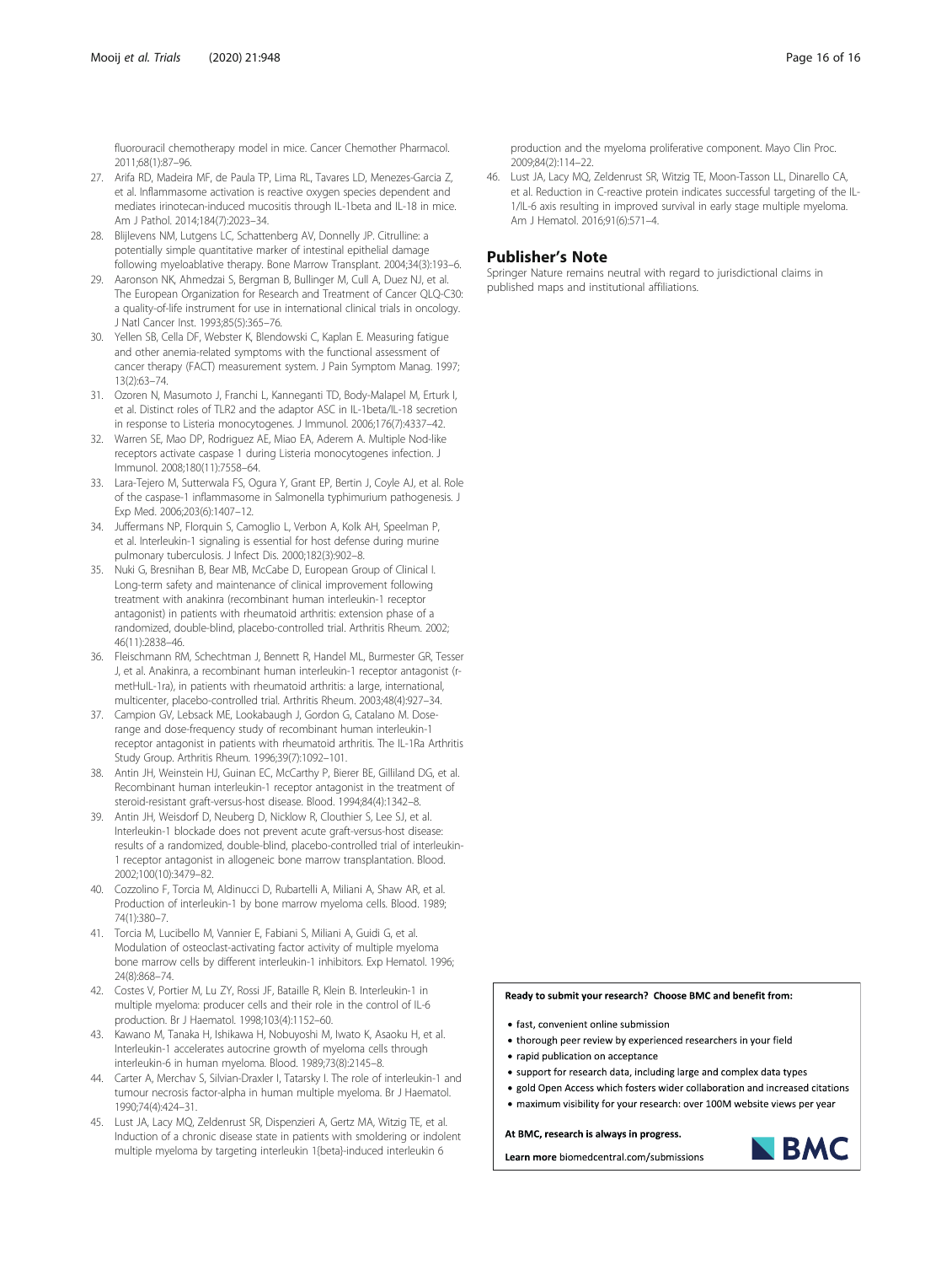fluorouracil chemotherapy model in mice. Cancer Chemother Pharmacol. 2011;68(1):87–96.

27. Arifa RD, Madeira MF, de Paula TP, Lima RL, Tavares LD, Menezes-Garcia Z, et al. Inflammasome activation is reactive oxygen species dependent and mediates irinotecan-induced mucositis through IL-1beta and IL-18 in mice. Am J Pathol. 2014;184(7):2023–34.
28. Blijlevens NM, Lutgens LC, Schattenberg AV, Donnelly JP. Citrulline: a potentially simple quantitative marker of intestinal epithelial damage following myeloablative therapy. Bone Marrow Transplant. 2004;34(3):193–6.
29. Aaronson NK, Ahmedzai S, Bergman B, Bullinger M, Cull A, Duez NJ, et al. The European Organization for Research and Treatment of Cancer QLQ-C30: a quality-of-life instrument for use in international clinical trials in oncology. J Natl Cancer Inst. 1993;85(5):365–76.
30. Yellen SB, Cella DF, Webster K, Blendowski C, Kaplan E. Measuring fatigue and other anemia-related symptoms with the functional assessment of cancer therapy (FACT) measurement system. J Pain Symptom Manag. 1997; 13(2):63–74.
31. Ozoren N, Masumoto J, Franchi L, Kanneganti TD, Body-Malapel M, Erturk I, et al. Distinct roles of TLR2 and the adaptor ASC in IL-1beta/IL-18 secretion in response to Listeria monocytogenes. J Immunol. 2006;176(7):4337–42.
32. Warren SE, Mao DP, Rodriguez AE, Miao EA, Aderem A. Multiple Nod-like receptors activate caspase 1 during Listeria monocytogenes infection. J Immunol. 2008;180(11):7558–64.
33. Lara-Tejero M, Sutterwala FS, Ogura Y, Grant EP, Bertin J, Coyle AJ, et al. Role of the caspase-1 inflammasome in Salmonella typhimurium pathogenesis. J Exp Med. 2006;203(6):1407–12.
34. Juffermans NP, Florquin S, Camoglio L, Verbon A, Kolk AH, Speelman P, et al. Interleukin-1 signaling is essential for host defense during murine pulmonary tuberculosis. J Infect Dis. 2000;182(3):902–8.
35. Nuki G, Bresnihan B, Bear MB, McCabe D, European Group of Clinical I. Long-term safety and maintenance of clinical improvement following treatment with anakinra (recombinant human interleukin-1 receptor antagonist) in patients with rheumatoid arthritis: extension phase of a randomized, double-blind, placebo-controlled trial. Arthritis Rheum. 2002; 46(11):2838–46.
36. Fleischmann RM, Schechtman J, Bennett R, Handel ML, Burmester GR, Tesser J, et al. Anakinra, a recombinant human interleukin-1 receptor antagonist (r-metHuIL-1ra), in patients with rheumatoid arthritis: a large, international, multicenter, placebo-controlled trial. Arthritis Rheum. 2003;48(4):927–34.
37. Campion GV, Lebsack ME, Lookabaugh J, Gordon G, Catalano M. Dose-range and dose-frequency study of recombinant human interleukin-1 receptor antagonist in patients with rheumatoid arthritis. The IL-1Ra Arthritis Study Group. Arthritis Rheum. 1996;39(7):1092–101.
38. Antin JH, Weinstein HJ, Guinan EC, McCarthy P, Bierer BE, Gilliland DG, et al. Recombinant human interleukin-1 receptor antagonist in the treatment of steroid-resistant graft-versus-host disease. Blood. 1994;84(4):1342–8.
39. Antin JH, Weisdorf D, Neuberg D, Nicklow R, Clouthier S, Lee SJ, et al. Interleukin-1 blockade does not prevent acute graft-versus-host disease: results of a randomized, double-blind, placebo-controlled trial of interleukin-1 receptor antagonist in allogeneic bone marrow transplantation. Blood. 2002;100(10):3479–82.
40. Cozzolino F, Torcia M, Aldinucci D, Rubartelli A, Miliani A, Shaw AR, et al. Production of interleukin-1 by bone marrow myeloma cells. Blood. 1989; 74(1):380–7.
41. Torcia M, Lucibello M, Vannier E, Fabiani S, Miliani A, Guidi G, et al. Modulation of osteoclast-activating factor activity of multiple myeloma bone marrow cells by different interleukin-1 inhibitors. Exp Hematol. 1996; 24(8):868–74.
42. Costes V, Portier M, Lu ZY, Rossi JF, Bataille R, Klein B. Interleukin-1 in multiple myeloma: producer cells and their role in the control of IL-6 production. Br J Haematol. 1998;103(4):1152–60.
43. Kawano M, Tanaka H, Ishikawa H, Nobuyoshi M, Iwato K, Asaoku H, et al. Interleukin-1 accelerates autocrine growth of myeloma cells through interleukin-6 in human myeloma. Blood. 1989;73(8):2145–8.
44. Carter A, Merchav S, Silvian-Draxler I, Tatarsky I. The role of interleukin-1 and tumour necrosis factor-alpha in human multiple myeloma. Br J Haematol. 1990;74(4):424–31.
45. Lust JA, Lacy MQ, Zeldenrust SR, Dispenzieri A, Gertz MA, Witzig TE, et al. Induction of a chronic disease state in patients with smoldering or indolent multiple myeloma by targeting interleukin 1{beta}-induced interleukin 6 production and the myeloma proliferative component. Mayo Clin Proc. 2009;84(2):114–22.
46. Lust JA, Lacy MQ, Zeldenrust SR, Witzig TE, Moon-Tasson LL, Dinarello CA, et al. Reduction in C-reactive protein indicates successful targeting of the IL-1/IL-6 axis resulting in improved survival in early stage multiple myeloma. Am J Hematol. 2016;91(6):571–4.

## Publisher's Note

Springer Nature remains neutral with regard to jurisdictional claims in published maps and institutional affiliations.

**Ready to submit your research? Choose BMC and benefit from:**

- fast, convenient online submission
- thorough peer review by experienced researchers in your field
- rapid publication on acceptance
- support for research data, including large and complex data types
- gold Open Access which fosters wider collaboration and increased citations
- maximum visibility for your research: over 100M website views per year

**At BMC, research is always in progress.**

**Learn more** biomedcentral.com/submissions

BMC